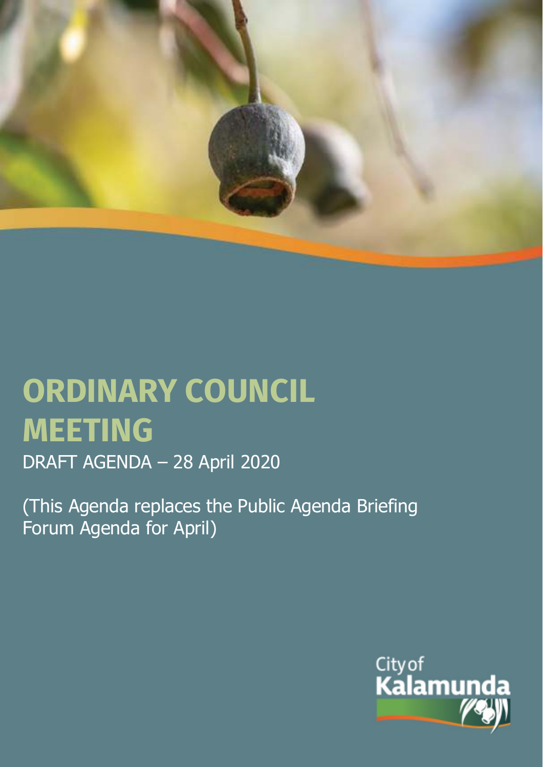# ORDINARY COUNCIL MEETING

DRAFT AGENDA – 28 April 2020

(This Agenda replaces the Public Agenda Briefing Forum Agenda for April)

City of Kalamunda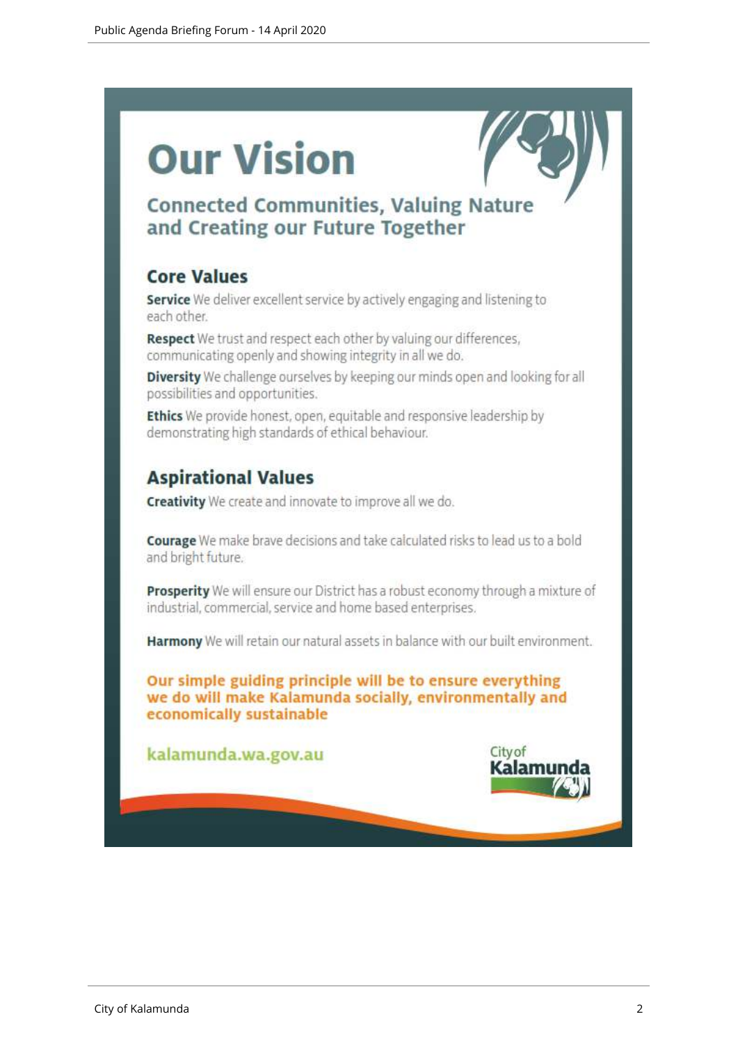# Our Vision

## Connected Communities, Valuing Nature and Creating our Future Together

### Core Values

**Service** We deliver excellent service by actively engaging and listening to each other.

**Respect** We trust and respect each other by valuing our differences, communicating openly and showing integrity in all we do.

**Diversity** We challenge ourselves by keeping our minds open and looking for all possibilities and opportunities.

**Ethics** We provide honest, open, equitable and responsive leadership by demonstrating high standards of ethical behaviour.

### Aspirational Values

**Creativity** We create and innovate to improve all we do.

**Courage** We make brave decisions and take calculated risks to lead us to a bold and bright future.

**Prosperity** We will ensure our District has a robust economy through a mixture of industrial, commercial, service and home based enterprises.

**Harmony** We will retain our natural assets in balance with our built environment.

**Our simple guiding principle will be to ensure everything we do will make Kalamunda socially, environmentally and economically sustainable**

kalamunda.wa.gov.au

City of Kalamunda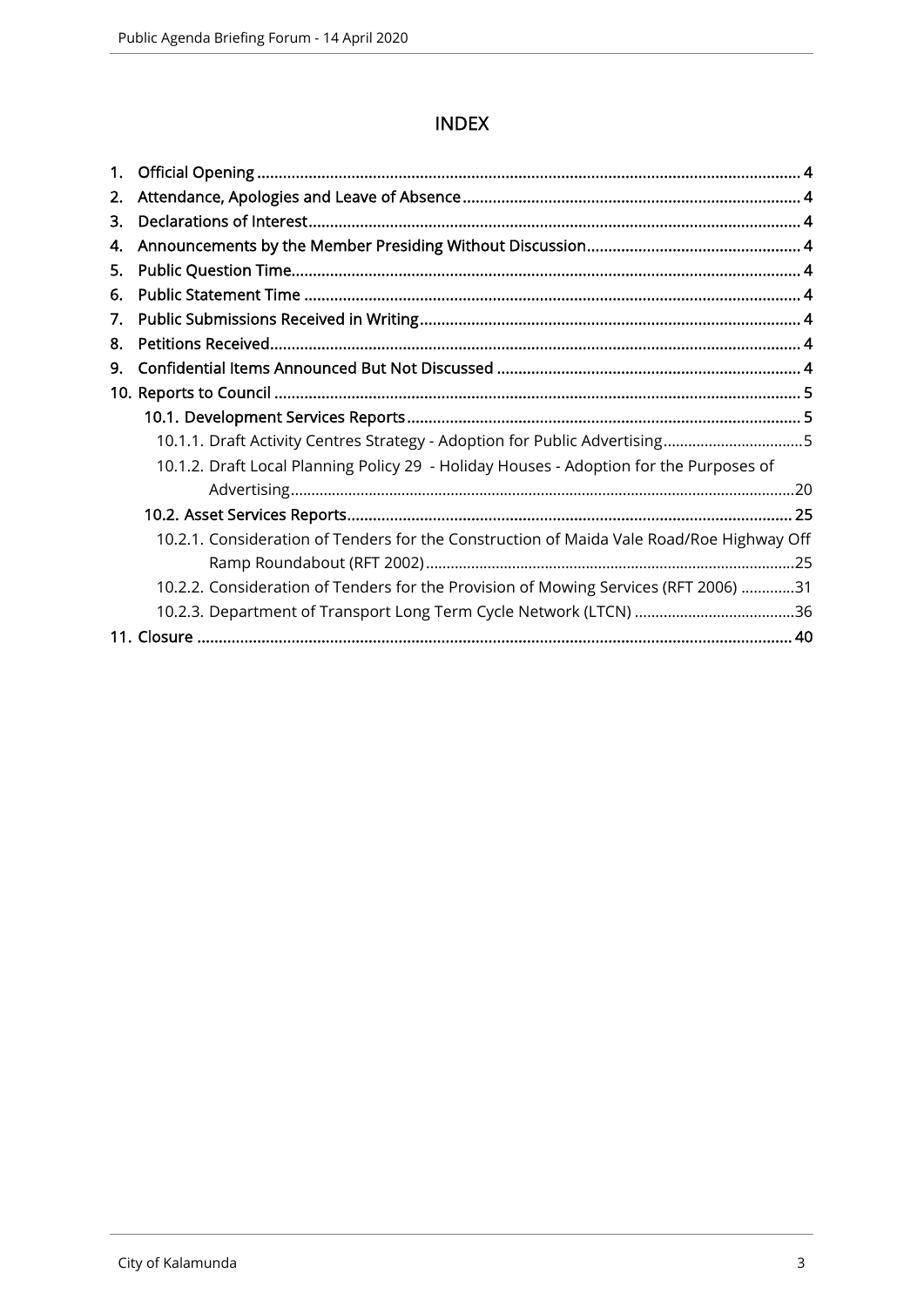# INDEX

1. Official Opening ........................................................................................................................ 4
2. Attendance, Apologies and Leave of Absence ............................................................................ 4
3. Declarations of Interest ............................................................................................................. 4
4. Announcements by the Member Presiding Without Discussion ................................................ 4
5. Public Question Time ................................................................................................................. 4
6. Public Statement Time ............................................................................................................... 4
7. Public Submissions Received in Writing ...................................................................................... 4
8. Petitions Received ...................................................................................................................... 4
9. Confidential Items Announced But Not Discussed ..................................................................... 4
10. Reports to Council ..................................................................................................................... 5
    - 10.1. Development Services Reports ........................................................................................ 5
        - 10.1.1. Draft Activity Centres Strategy - Adoption for Public Advertising .................................5
        - 10.1.2. Draft Local Planning Policy 29 - Holiday Houses - Adoption for the Purposes of Advertising ........................................................................................................................20
    - 10.2. Asset Services Reports ..................................................................................................... 25
        - 10.2.1. Consideration of Tenders for the Construction of Maida Vale Road/Roe Highway Off Ramp Roundabout (RFT 2002) ........................................................................................25
        - 10.2.2. Consideration of Tenders for the Provision of Mowing Services (RFT 2006) .............31
        - 10.2.3. Department of Transport Long Term Cycle Network (LTCN) .......................................36
11. Closure ..................................................................................................................................... 40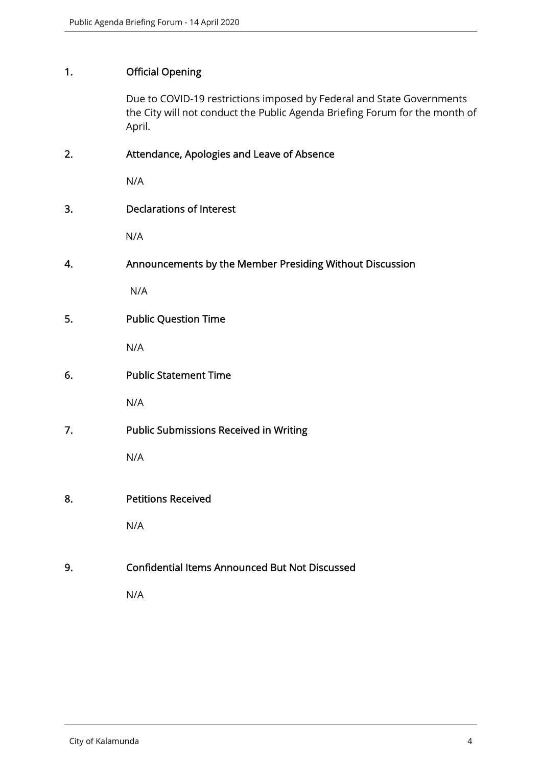## 1. Official Opening

Due to COVID-19 restrictions imposed by Federal and State Governments the City will not conduct the Public Agenda Briefing Forum for the month of April.

## 2. Attendance, Apologies and Leave of Absence

N/A

## 3. Declarations of Interest

N/A

## 4. Announcements by the Member Presiding Without Discussion

N/A

## 5. Public Question Time

N/A

## 6. Public Statement Time

N/A

## 7. Public Submissions Received in Writing

N/A

## 8. Petitions Received

N/A

## 9. Confidential Items Announced But Not Discussed

N/A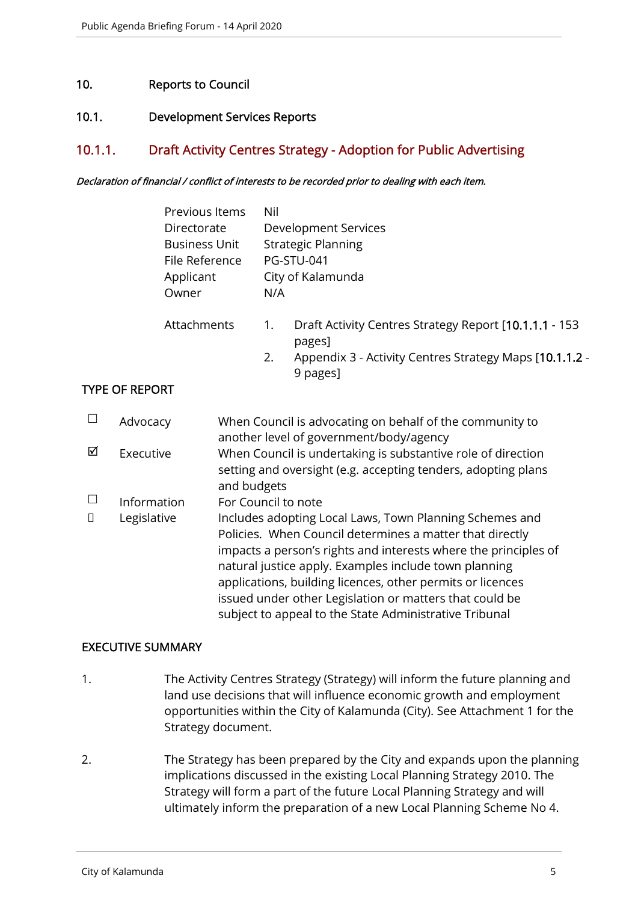# 10. Reports to Council

## 10.1. Development Services Reports

### 10.1.1. Draft Activity Centres Strategy - Adoption for Public Advertising

***Declaration of financial / conflict of interests to be recorded prior to dealing with each item.***

| | |
|---|---|
| Previous Items | Nil |
| Directorate | Development Services |
| Business Unit | Strategic Planning |
| File Reference | PG-STU-041 |
| Applicant | City of Kalamunda |
| Owner | N/A |

Attachments
1. Draft Activity Centres Strategy Report [10.1.1.1 - 153 pages]
2. Appendix 3 - Activity Centres Strategy Maps [10.1.1.2 - 9 pages]

TYPE OF REPORT

| | | |
|---|---|---|
| ☐ | Advocacy | When Council is advocating on behalf of the community to another level of government/body/agency |
| ☑ | Executive | When Council is undertaking is substantive role of direction setting and oversight (e.g. accepting tenders, adopting plans and budgets |
| ☐ | Information | For Council to note |
| ☐ | Legislative | Includes adopting Local Laws, Town Planning Schemes and Policies. When Council determines a matter that directly impacts a person's rights and interests where the principles of natural justice apply. Examples include town planning applications, building licences, other permits or licences issued under other Legislation or matters that could be subject to appeal to the State Administrative Tribunal |

EXECUTIVE SUMMARY

1. The Activity Centres Strategy (Strategy) will inform the future planning and land use decisions that will influence economic growth and employment opportunities within the City of Kalamunda (City). See Attachment 1 for the Strategy document.

2. The Strategy has been prepared by the City and expands upon the planning implications discussed in the existing Local Planning Strategy 2010. The Strategy will form a part of the future Local Planning Strategy and will ultimately inform the preparation of a new Local Planning Scheme No 4.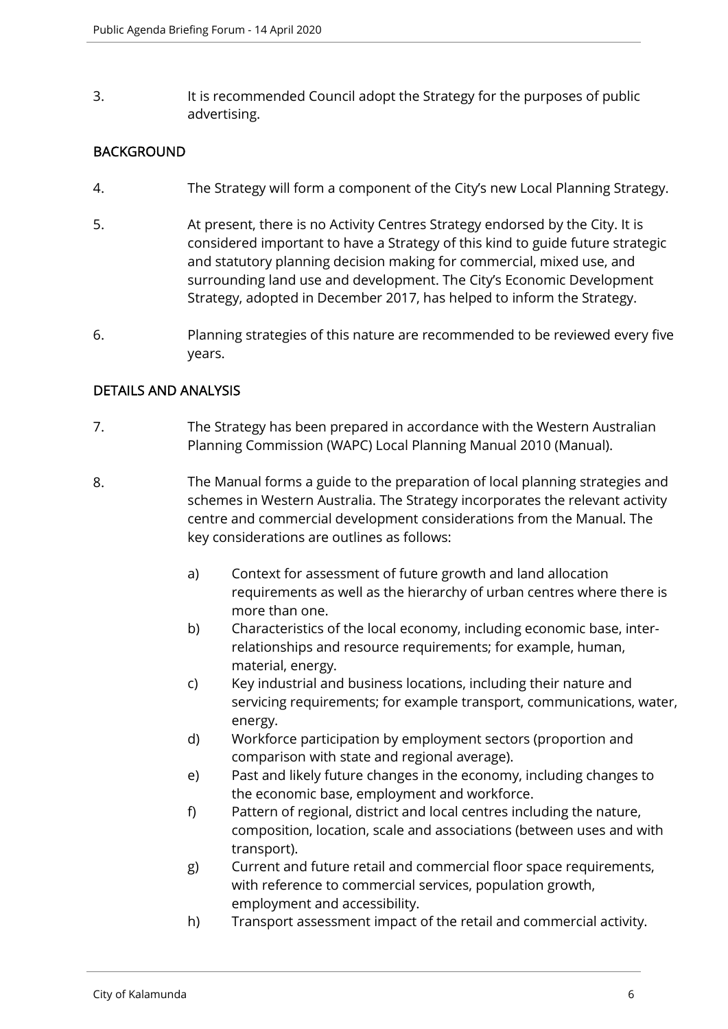3. It is recommended Council adopt the Strategy for the purposes of public advertising.

## BACKGROUND

4. The Strategy will form a component of the City's new Local Planning Strategy.

5. At present, there is no Activity Centres Strategy endorsed by the City. It is considered important to have a Strategy of this kind to guide future strategic and statutory planning decision making for commercial, mixed use, and surrounding land use and development. The City's Economic Development Strategy, adopted in December 2017, has helped to inform the Strategy.

6. Planning strategies of this nature are recommended to be reviewed every five years.

## DETAILS AND ANALYSIS

7. The Strategy has been prepared in accordance with the Western Australian Planning Commission (WAPC) Local Planning Manual 2010 (Manual).

8. The Manual forms a guide to the preparation of local planning strategies and schemes in Western Australia. The Strategy incorporates the relevant activity centre and commercial development considerations from the Manual. The key considerations are outlines as follows:

   a) Context for assessment of future growth and land allocation requirements as well as the hierarchy of urban centres where there is more than one.
   b) Characteristics of the local economy, including economic base, inter-relationships and resource requirements; for example, human, material, energy.
   c) Key industrial and business locations, including their nature and servicing requirements; for example transport, communications, water, energy.
   d) Workforce participation by employment sectors (proportion and comparison with state and regional average).
   e) Past and likely future changes in the economy, including changes to the economic base, employment and workforce.
   f) Pattern of regional, district and local centres including the nature, composition, location, scale and associations (between uses and with transport).
   g) Current and future retail and commercial floor space requirements, with reference to commercial services, population growth, employment and accessibility.
   h) Transport assessment impact of the retail and commercial activity.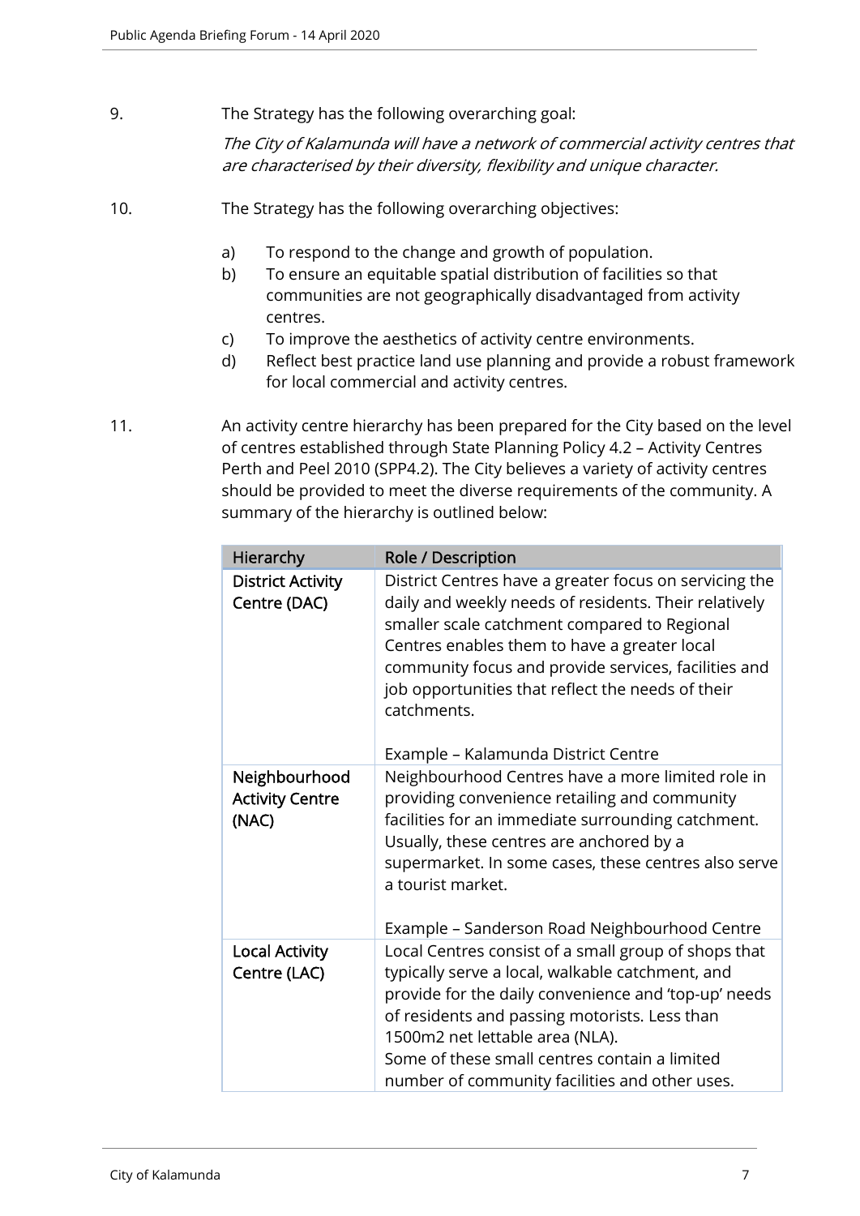9. The Strategy has the following overarching goal:

   *The City of Kalamunda will have a network of commercial activity centres that are characterised by their diversity, flexibility and unique character.*

10. The Strategy has the following overarching objectives:

    a) To respond to the change and growth of population.
    b) To ensure an equitable spatial distribution of facilities so that communities are not geographically disadvantaged from activity centres.
    c) To improve the aesthetics of activity centre environments.
    d) Reflect best practice land use planning and provide a robust framework for local commercial and activity centres.

11. An activity centre hierarchy has been prepared for the City based on the level of centres established through State Planning Policy 4.2 – Activity Centres Perth and Peel 2010 (SPP4.2). The City believes a variety of activity centres should be provided to meet the diverse requirements of the community. A summary of the hierarchy is outlined below:

| Hierarchy | Role / Description |
|---|---|
| District Activity Centre (DAC) | District Centres have a greater focus on servicing the daily and weekly needs of residents. Their relatively smaller scale catchment compared to Regional Centres enables them to have a greater local community focus and provide services, facilities and job opportunities that reflect the needs of their catchments.<br><br>Example – Kalamunda District Centre |
| Neighbourhood Activity Centre (NAC) | Neighbourhood Centres have a more limited role in providing convenience retailing and community facilities for an immediate surrounding catchment. Usually, these centres are anchored by a supermarket. In some cases, these centres also serve a tourist market.<br><br>Example – Sanderson Road Neighbourhood Centre |
| Local Activity Centre (LAC) | Local Centres consist of a small group of shops that typically serve a local, walkable catchment, and provide for the daily convenience and 'top-up' needs of residents and passing motorists. Less than 1500m2 net lettable area (NLA).<br>Some of these small centres contain a limited number of community facilities and other uses. |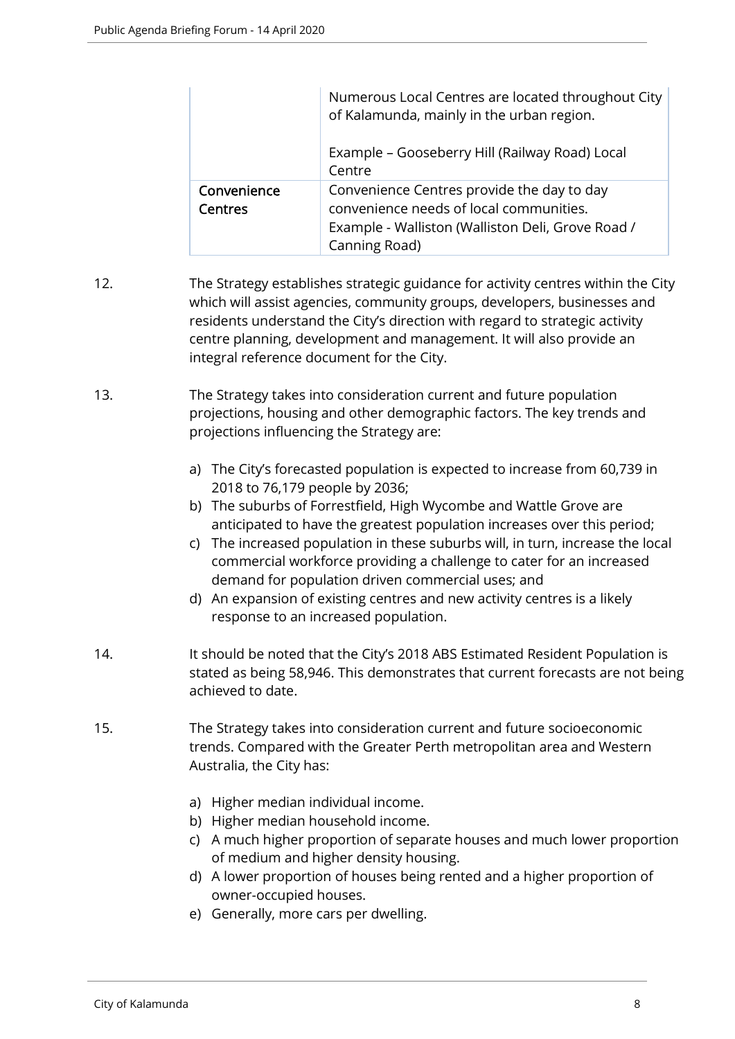| | |
|---|---|
| | Numerous Local Centres are located throughout City of Kalamunda, mainly in the urban region.<br><br>Example – Gooseberry Hill (Railway Road) Local Centre |
| Convenience Centres | Convenience Centres provide the day to day convenience needs of local communities.<br>Example - Walliston (Walliston Deli, Grove Road / Canning Road) |

12. The Strategy establishes strategic guidance for activity centres within the City which will assist agencies, community groups, developers, businesses and residents understand the City's direction with regard to strategic activity centre planning, development and management. It will also provide an integral reference document for the City.

13. The Strategy takes into consideration current and future population projections, housing and other demographic factors. The key trends and projections influencing the Strategy are:

    a) The City's forecasted population is expected to increase from 60,739 in 2018 to 76,179 people by 2036;
    b) The suburbs of Forrestfield, High Wycombe and Wattle Grove are anticipated to have the greatest population increases over this period;
    c) The increased population in these suburbs will, in turn, increase the local commercial workforce providing a challenge to cater for an increased demand for population driven commercial uses; and
    d) An expansion of existing centres and new activity centres is a likely response to an increased population.

14. It should be noted that the City's 2018 ABS Estimated Resident Population is stated as being 58,946. This demonstrates that current forecasts are not being achieved to date.

15. The Strategy takes into consideration current and future socioeconomic trends. Compared with the Greater Perth metropolitan area and Western Australia, the City has:

    a) Higher median individual income.
    b) Higher median household income.
    c) A much higher proportion of separate houses and much lower proportion of medium and higher density housing.
    d) A lower proportion of houses being rented and a higher proportion of owner-occupied houses.
    e) Generally, more cars per dwelling.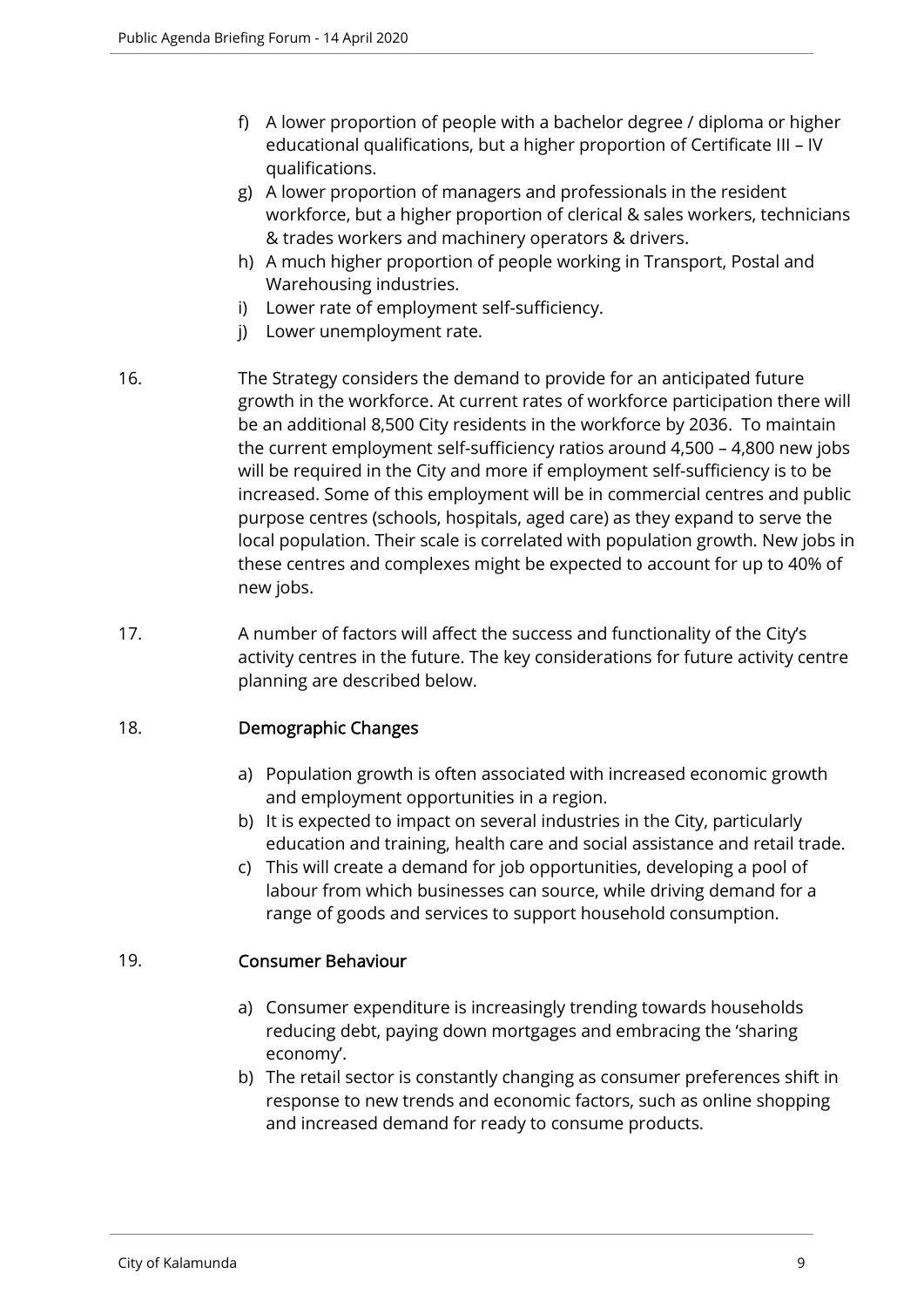f) A lower proportion of people with a bachelor degree / diploma or higher educational qualifications, but a higher proportion of Certificate III – IV qualifications.
g) A lower proportion of managers and professionals in the resident workforce, but a higher proportion of clerical & sales workers, technicians & trades workers and machinery operators & drivers.
h) A much higher proportion of people working in Transport, Postal and Warehousing industries.
i) Lower rate of employment self-sufficiency.
j) Lower unemployment rate.

16. The Strategy considers the demand to provide for an anticipated future growth in the workforce. At current rates of workforce participation there will be an additional 8,500 City residents in the workforce by 2036. To maintain the current employment self-sufficiency ratios around 4,500 – 4,800 new jobs will be required in the City and more if employment self-sufficiency is to be increased. Some of this employment will be in commercial centres and public purpose centres (schools, hospitals, aged care) as they expand to serve the local population. Their scale is correlated with population growth. New jobs in these centres and complexes might be expected to account for up to 40% of new jobs.

17. A number of factors will affect the success and functionality of the City's activity centres in the future. The key considerations for future activity centre planning are described below.

18. **Demographic Changes**

a) Population growth is often associated with increased economic growth and employment opportunities in a region.
b) It is expected to impact on several industries in the City, particularly education and training, health care and social assistance and retail trade.
c) This will create a demand for job opportunities, developing a pool of labour from which businesses can source, while driving demand for a range of goods and services to support household consumption.

19. **Consumer Behaviour**

a) Consumer expenditure is increasingly trending towards households reducing debt, paying down mortgages and embracing the 'sharing economy'.
b) The retail sector is constantly changing as consumer preferences shift in response to new trends and economic factors, such as online shopping and increased demand for ready to consume products.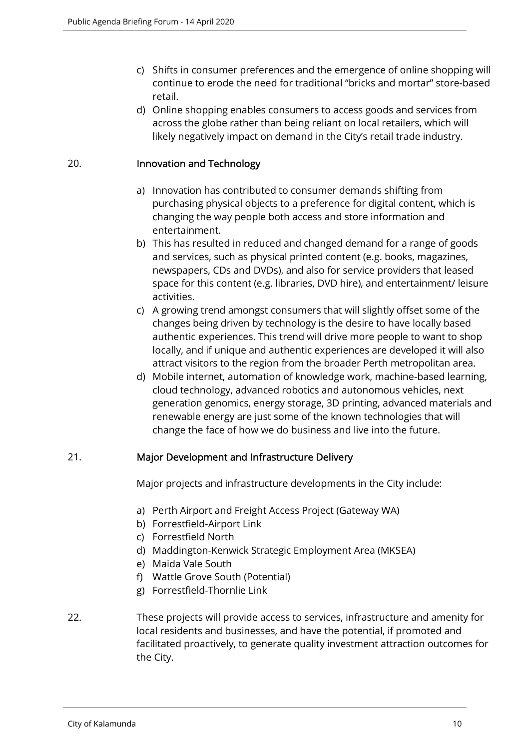c) Shifts in consumer preferences and the emergence of online shopping will continue to erode the need for traditional "bricks and mortar" store-based retail.
d) Online shopping enables consumers to access goods and services from across the globe rather than being reliant on local retailers, which will likely negatively impact on demand in the City's retail trade industry.

20. **Innovation and Technology**

a) Innovation has contributed to consumer demands shifting from purchasing physical objects to a preference for digital content, which is changing the way people both access and store information and entertainment.
b) This has resulted in reduced and changed demand for a range of goods and services, such as physical printed content (e.g. books, magazines, newspapers, CDs and DVDs), and also for service providers that leased space for this content (e.g. libraries, DVD hire), and entertainment/ leisure activities.
c) A growing trend amongst consumers that will slightly offset some of the changes being driven by technology is the desire to have locally based authentic experiences. This trend will drive more people to want to shop locally, and if unique and authentic experiences are developed it will also attract visitors to the region from the broader Perth metropolitan area.
d) Mobile internet, automation of knowledge work, machine-based learning, cloud technology, advanced robotics and autonomous vehicles, next generation genomics, energy storage, 3D printing, advanced materials and renewable energy are just some of the known technologies that will change the face of how we do business and live into the future.

21. **Major Development and Infrastructure Delivery**

Major projects and infrastructure developments in the City include:

a) Perth Airport and Freight Access Project (Gateway WA)
b) Forrestfield-Airport Link
c) Forrestfield North
d) Maddington-Kenwick Strategic Employment Area (MKSEA)
e) Maida Vale South
f) Wattle Grove South (Potential)
g) Forrestfield-Thornlie Link

22. These projects will provide access to services, infrastructure and amenity for local residents and businesses, and have the potential, if promoted and facilitated proactively, to generate quality investment attraction outcomes for the City.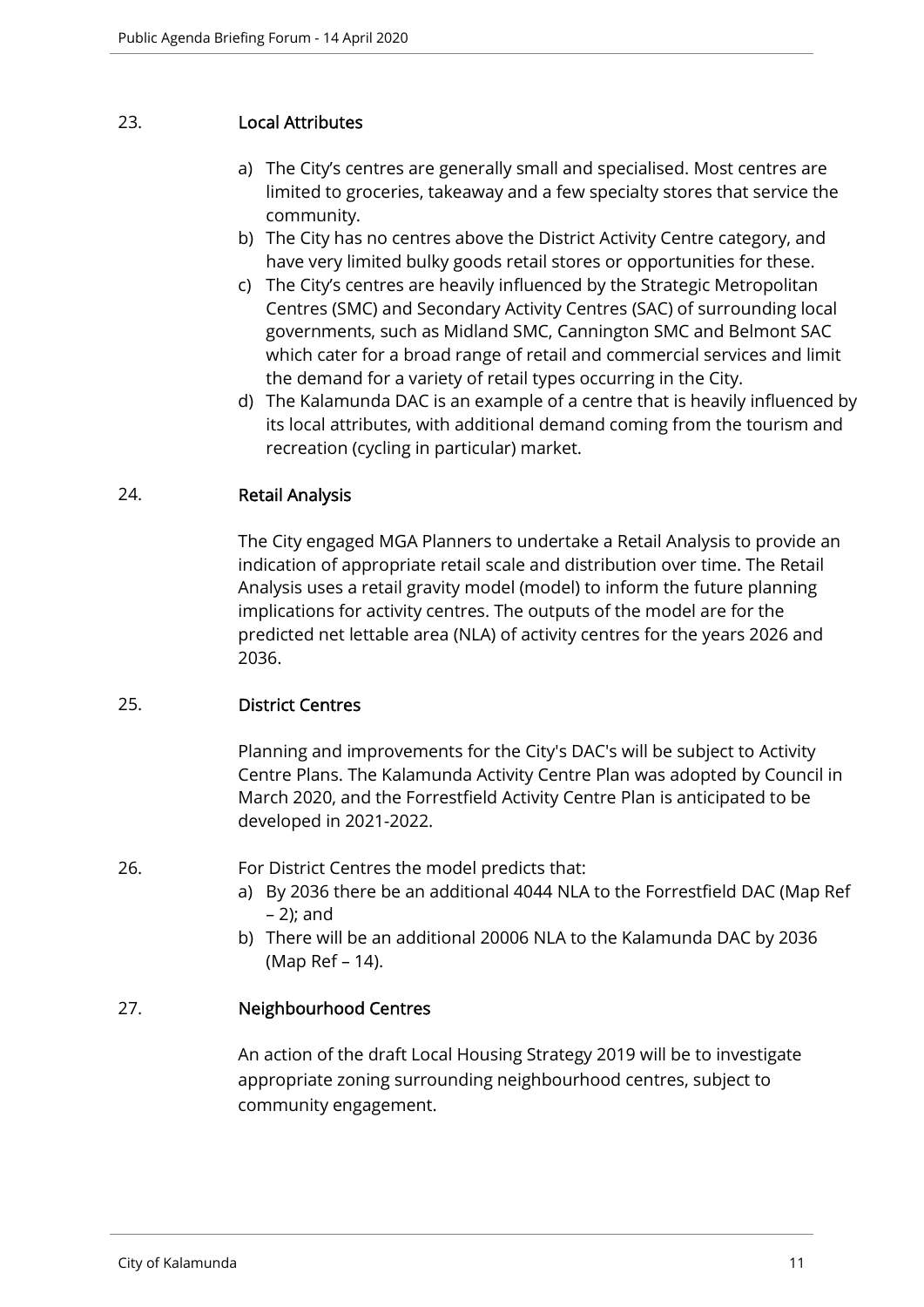23. **Local Attributes**

a) The City's centres are generally small and specialised. Most centres are limited to groceries, takeaway and a few specialty stores that service the community.
b) The City has no centres above the District Activity Centre category, and have very limited bulky goods retail stores or opportunities for these.
c) The City's centres are heavily influenced by the Strategic Metropolitan Centres (SMC) and Secondary Activity Centres (SAC) of surrounding local governments, such as Midland SMC, Cannington SMC and Belmont SAC which cater for a broad range of retail and commercial services and limit the demand for a variety of retail types occurring in the City.
d) The Kalamunda DAC is an example of a centre that is heavily influenced by its local attributes, with additional demand coming from the tourism and recreation (cycling in particular) market.

24. **Retail Analysis**

The City engaged MGA Planners to undertake a Retail Analysis to provide an indication of appropriate retail scale and distribution over time. The Retail Analysis uses a retail gravity model (model) to inform the future planning implications for activity centres. The outputs of the model are for the predicted net lettable area (NLA) of activity centres for the years 2026 and 2036.

25. **District Centres**

Planning and improvements for the City's DAC's will be subject to Activity Centre Plans. The Kalamunda Activity Centre Plan was adopted by Council in March 2020, and the Forrestfield Activity Centre Plan is anticipated to be developed in 2021-2022.

26. For District Centres the model predicts that:

a) By 2036 there be an additional 4044 NLA to the Forrestfield DAC (Map Ref – 2); and
b) There will be an additional 20006 NLA to the Kalamunda DAC by 2036 (Map Ref – 14).

27. **Neighbourhood Centres**

An action of the draft Local Housing Strategy 2019 will be to investigate appropriate zoning surrounding neighbourhood centres, subject to community engagement.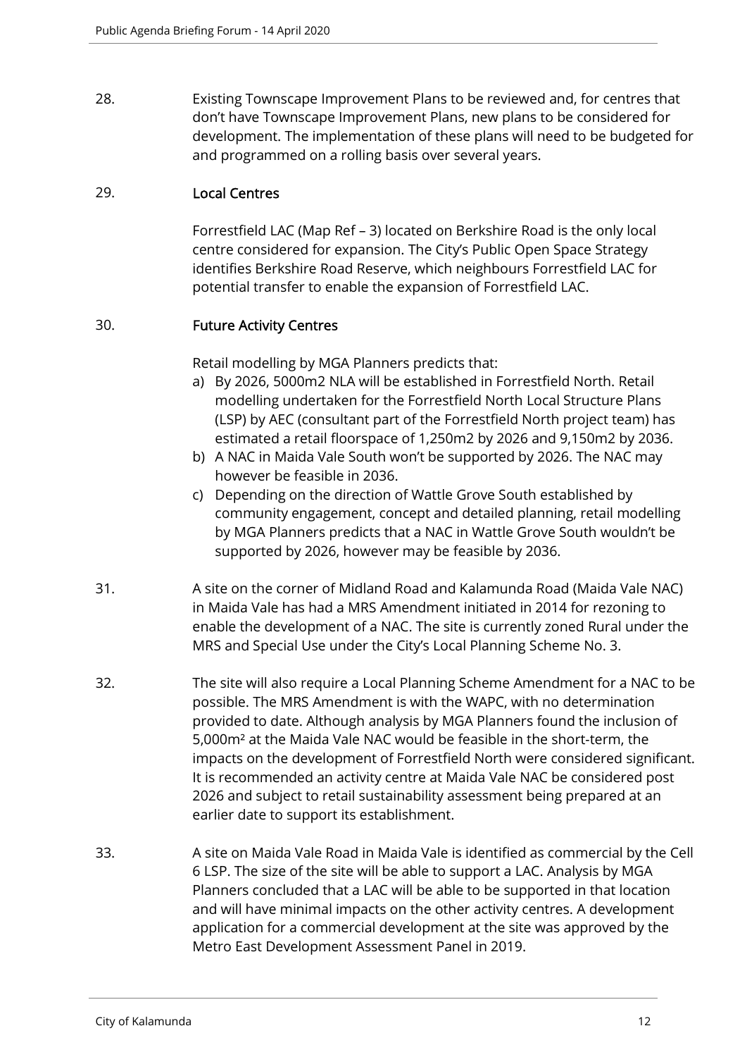28. Existing Townscape Improvement Plans to be reviewed and, for centres that don't have Townscape Improvement Plans, new plans to be considered for development. The implementation of these plans will need to be budgeted for and programmed on a rolling basis over several years.

29. **Local Centres**

    Forrestfield LAC (Map Ref – 3) located on Berkshire Road is the only local centre considered for expansion. The City's Public Open Space Strategy identifies Berkshire Road Reserve, which neighbours Forrestfield LAC for potential transfer to enable the expansion of Forrestfield LAC.

30. **Future Activity Centres**

    Retail modelling by MGA Planners predicts that:

    a) By 2026, 5000m2 NLA will be established in Forrestfield North. Retail modelling undertaken for the Forrestfield North Local Structure Plans (LSP) by AEC (consultant part of the Forrestfield North project team) has estimated a retail floorspace of 1,250m2 by 2026 and 9,150m2 by 2036.
    b) A NAC in Maida Vale South won't be supported by 2026. The NAC may however be feasible in 2036.
    c) Depending on the direction of Wattle Grove South established by community engagement, concept and detailed planning, retail modelling by MGA Planners predicts that a NAC in Wattle Grove South wouldn't be supported by 2026, however may be feasible by 2036.

31. A site on the corner of Midland Road and Kalamunda Road (Maida Vale NAC) in Maida Vale has had a MRS Amendment initiated in 2014 for rezoning to enable the development of a NAC. The site is currently zoned Rural under the MRS and Special Use under the City's Local Planning Scheme No. 3.

32. The site will also require a Local Planning Scheme Amendment for a NAC to be possible. The MRS Amendment is with the WAPC, with no determination provided to date. Although analysis by MGA Planners found the inclusion of 5,000m² at the Maida Vale NAC would be feasible in the short-term, the impacts on the development of Forrestfield North were considered significant. It is recommended an activity centre at Maida Vale NAC be considered post 2026 and subject to retail sustainability assessment being prepared at an earlier date to support its establishment.

33. A site on Maida Vale Road in Maida Vale is identified as commercial by the Cell 6 LSP. The size of the site will be able to support a LAC. Analysis by MGA Planners concluded that a LAC will be able to be supported in that location and will have minimal impacts on the other activity centres. A development application for a commercial development at the site was approved by the Metro East Development Assessment Panel in 2019.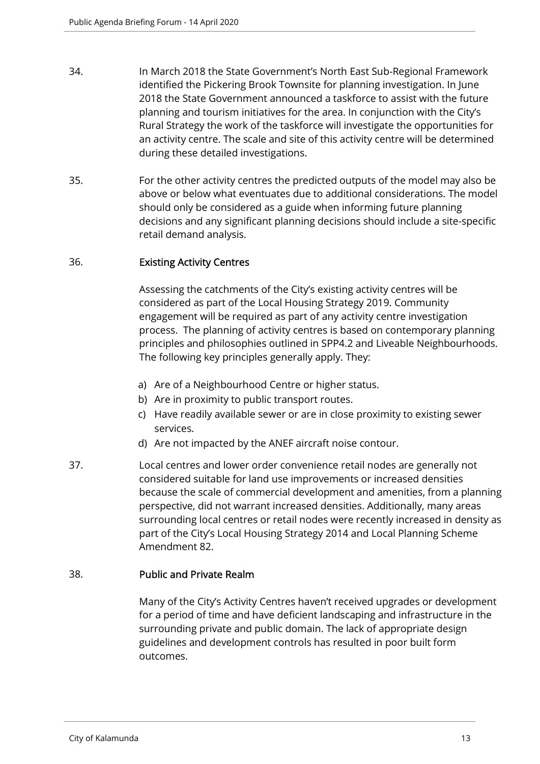34. In March 2018 the State Government's North East Sub-Regional Framework identified the Pickering Brook Townsite for planning investigation. In June 2018 the State Government announced a taskforce to assist with the future planning and tourism initiatives for the area. In conjunction with the City's Rural Strategy the work of the taskforce will investigate the opportunities for an activity centre. The scale and site of this activity centre will be determined during these detailed investigations.

35. For the other activity centres the predicted outputs of the model may also be above or below what eventuates due to additional considerations. The model should only be considered as a guide when informing future planning decisions and any significant planning decisions should include a site-specific retail demand analysis.

36. **Existing Activity Centres**

    Assessing the catchments of the City's existing activity centres will be considered as part of the Local Housing Strategy 2019. Community engagement will be required as part of any activity centre investigation process. The planning of activity centres is based on contemporary planning principles and philosophies outlined in SPP4.2 and Liveable Neighbourhoods. The following key principles generally apply. They:

    a) Are of a Neighbourhood Centre or higher status.
    b) Are in proximity to public transport routes.
    c) Have readily available sewer or are in close proximity to existing sewer services.
    d) Are not impacted by the ANEF aircraft noise contour.

37. Local centres and lower order convenience retail nodes are generally not considered suitable for land use improvements or increased densities because the scale of commercial development and amenities, from a planning perspective, did not warrant increased densities. Additionally, many areas surrounding local centres or retail nodes were recently increased in density as part of the City's Local Housing Strategy 2014 and Local Planning Scheme Amendment 82.

38. **Public and Private Realm**

    Many of the City's Activity Centres haven't received upgrades or development for a period of time and have deficient landscaping and infrastructure in the surrounding private and public domain. The lack of appropriate design guidelines and development controls has resulted in poor built form outcomes.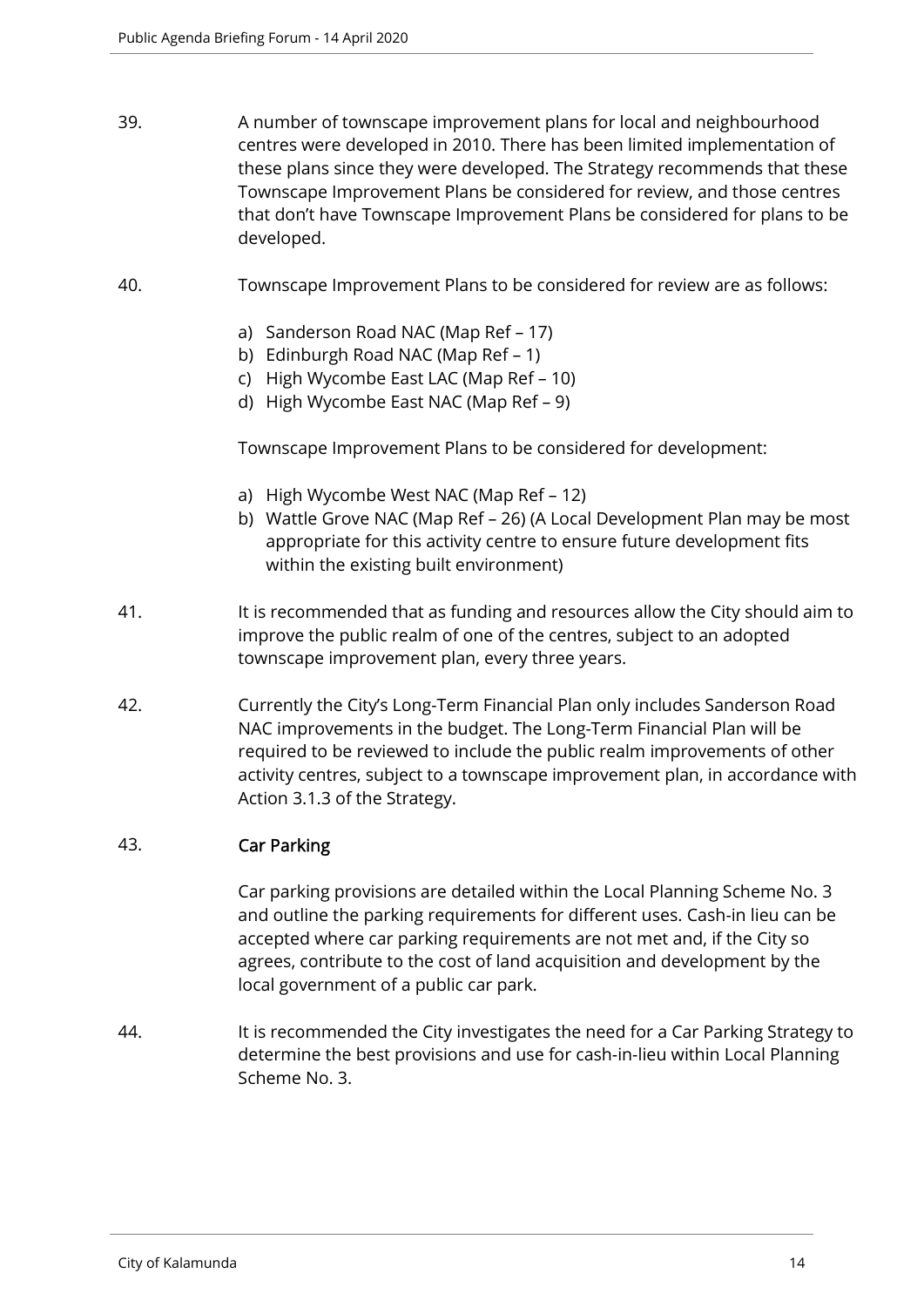39. A number of townscape improvement plans for local and neighbourhood centres were developed in 2010. There has been limited implementation of these plans since they were developed. The Strategy recommends that these Townscape Improvement Plans be considered for review, and those centres that don't have Townscape Improvement Plans be considered for plans to be developed.

40. Townscape Improvement Plans to be considered for review are as follows:

    a) Sanderson Road NAC (Map Ref – 17)
    b) Edinburgh Road NAC (Map Ref – 1)
    c) High Wycombe East LAC (Map Ref – 10)
    d) High Wycombe East NAC (Map Ref – 9)

    Townscape Improvement Plans to be considered for development:

    a) High Wycombe West NAC (Map Ref – 12)
    b) Wattle Grove NAC (Map Ref – 26) (A Local Development Plan may be most appropriate for this activity centre to ensure future development fits within the existing built environment)

41. It is recommended that as funding and resources allow the City should aim to improve the public realm of one of the centres, subject to an adopted townscape improvement plan, every three years.

42. Currently the City's Long-Term Financial Plan only includes Sanderson Road NAC improvements in the budget. The Long-Term Financial Plan will be required to be reviewed to include the public realm improvements of other activity centres, subject to a townscape improvement plan, in accordance with Action 3.1.3 of the Strategy.

43. **Car Parking**

    Car parking provisions are detailed within the Local Planning Scheme No. 3 and outline the parking requirements for different uses. Cash-in lieu can be accepted where car parking requirements are not met and, if the City so agrees, contribute to the cost of land acquisition and development by the local government of a public car park.

44. It is recommended the City investigates the need for a Car Parking Strategy to determine the best provisions and use for cash-in-lieu within Local Planning Scheme No. 3.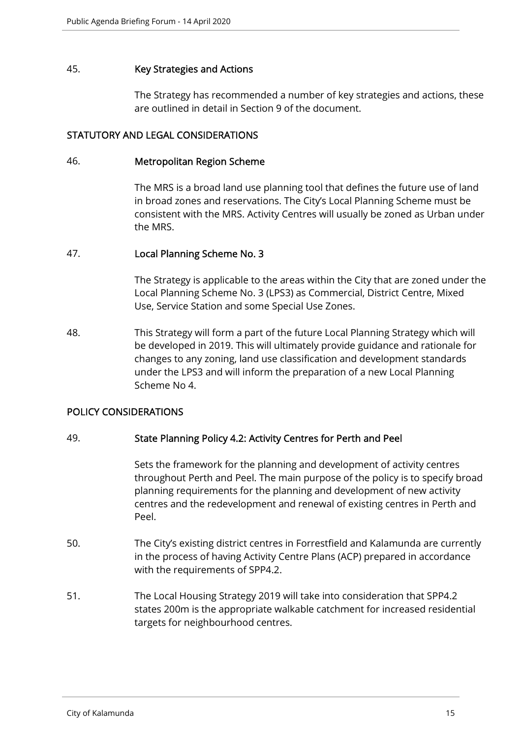45. **Key Strategies and Actions**

The Strategy has recommended a number of key strategies and actions, these are outlined in detail in Section 9 of the document.

## STATUTORY AND LEGAL CONSIDERATIONS

46. **Metropolitan Region Scheme**

The MRS is a broad land use planning tool that defines the future use of land in broad zones and reservations. The City's Local Planning Scheme must be consistent with the MRS. Activity Centres will usually be zoned as Urban under the MRS.

47. **Local Planning Scheme No. 3**

The Strategy is applicable to the areas within the City that are zoned under the Local Planning Scheme No. 3 (LPS3) as Commercial, District Centre, Mixed Use, Service Station and some Special Use Zones.

48. This Strategy will form a part of the future Local Planning Strategy which will be developed in 2019. This will ultimately provide guidance and rationale for changes to any zoning, land use classification and development standards under the LPS3 and will inform the preparation of a new Local Planning Scheme No 4.

## POLICY CONSIDERATIONS

49. **State Planning Policy 4.2: Activity Centres for Perth and Peel**

Sets the framework for the planning and development of activity centres throughout Perth and Peel. The main purpose of the policy is to specify broad planning requirements for the planning and development of new activity centres and the redevelopment and renewal of existing centres in Perth and Peel.

50. The City's existing district centres in Forrestfield and Kalamunda are currently in the process of having Activity Centre Plans (ACP) prepared in accordance with the requirements of SPP4.2.

51. The Local Housing Strategy 2019 will take into consideration that SPP4.2 states 200m is the appropriate walkable catchment for increased residential targets for neighbourhood centres.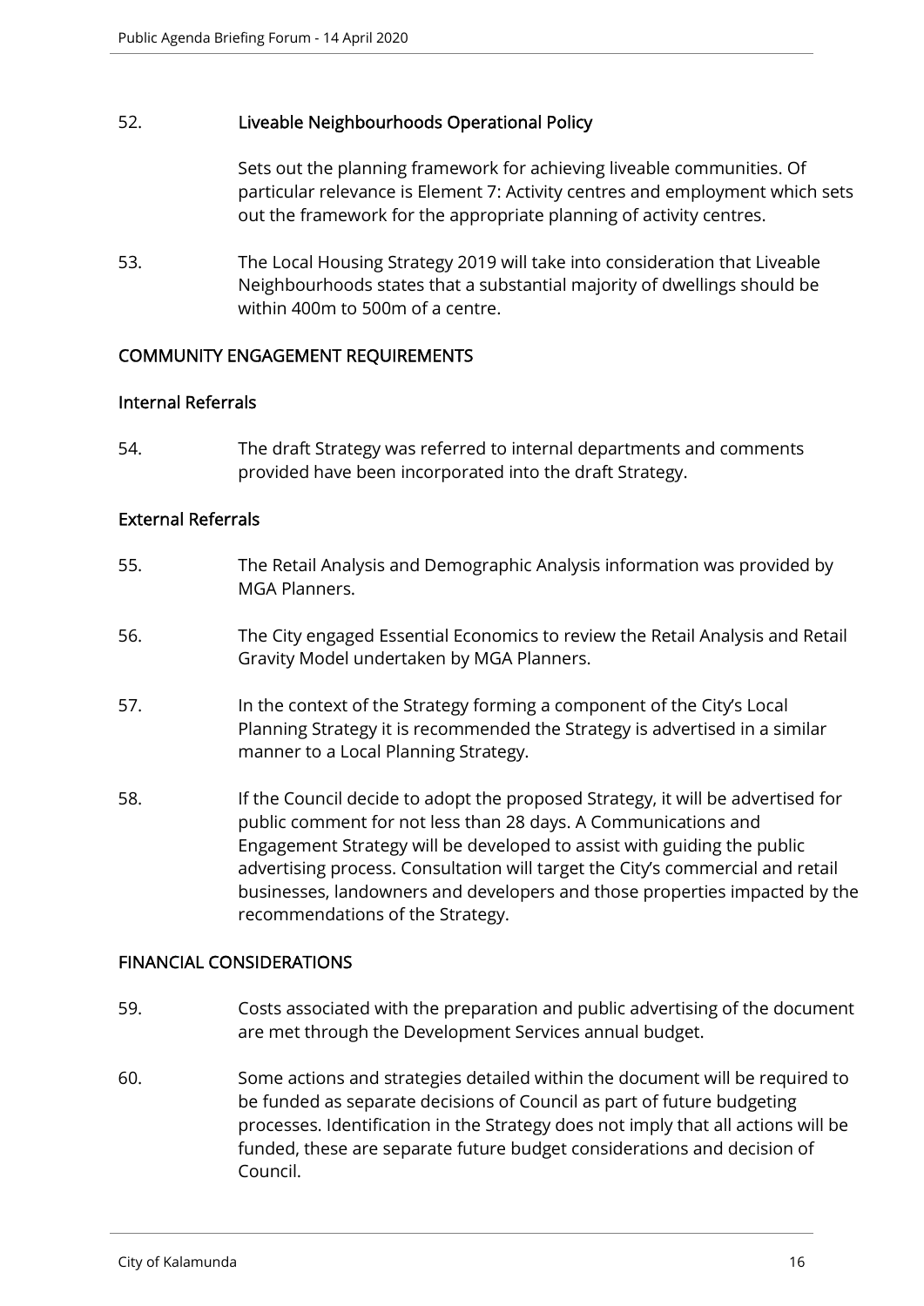52. **Liveable Neighbourhoods Operational Policy**

Sets out the planning framework for achieving liveable communities. Of particular relevance is Element 7: Activity centres and employment which sets out the framework for the appropriate planning of activity centres.

53. The Local Housing Strategy 2019 will take into consideration that Liveable Neighbourhoods states that a substantial majority of dwellings should be within 400m to 500m of a centre.

## COMMUNITY ENGAGEMENT REQUIREMENTS

### Internal Referrals

54. The draft Strategy was referred to internal departments and comments provided have been incorporated into the draft Strategy.

### External Referrals

55. The Retail Analysis and Demographic Analysis information was provided by MGA Planners.

56. The City engaged Essential Economics to review the Retail Analysis and Retail Gravity Model undertaken by MGA Planners.

57. In the context of the Strategy forming a component of the City's Local Planning Strategy it is recommended the Strategy is advertised in a similar manner to a Local Planning Strategy.

58. If the Council decide to adopt the proposed Strategy, it will be advertised for public comment for not less than 28 days. A Communications and Engagement Strategy will be developed to assist with guiding the public advertising process. Consultation will target the City's commercial and retail businesses, landowners and developers and those properties impacted by the recommendations of the Strategy.

## FINANCIAL CONSIDERATIONS

59. Costs associated with the preparation and public advertising of the document are met through the Development Services annual budget.

60. Some actions and strategies detailed within the document will be required to be funded as separate decisions of Council as part of future budgeting processes. Identification in the Strategy does not imply that all actions will be funded, these are separate future budget considerations and decision of Council.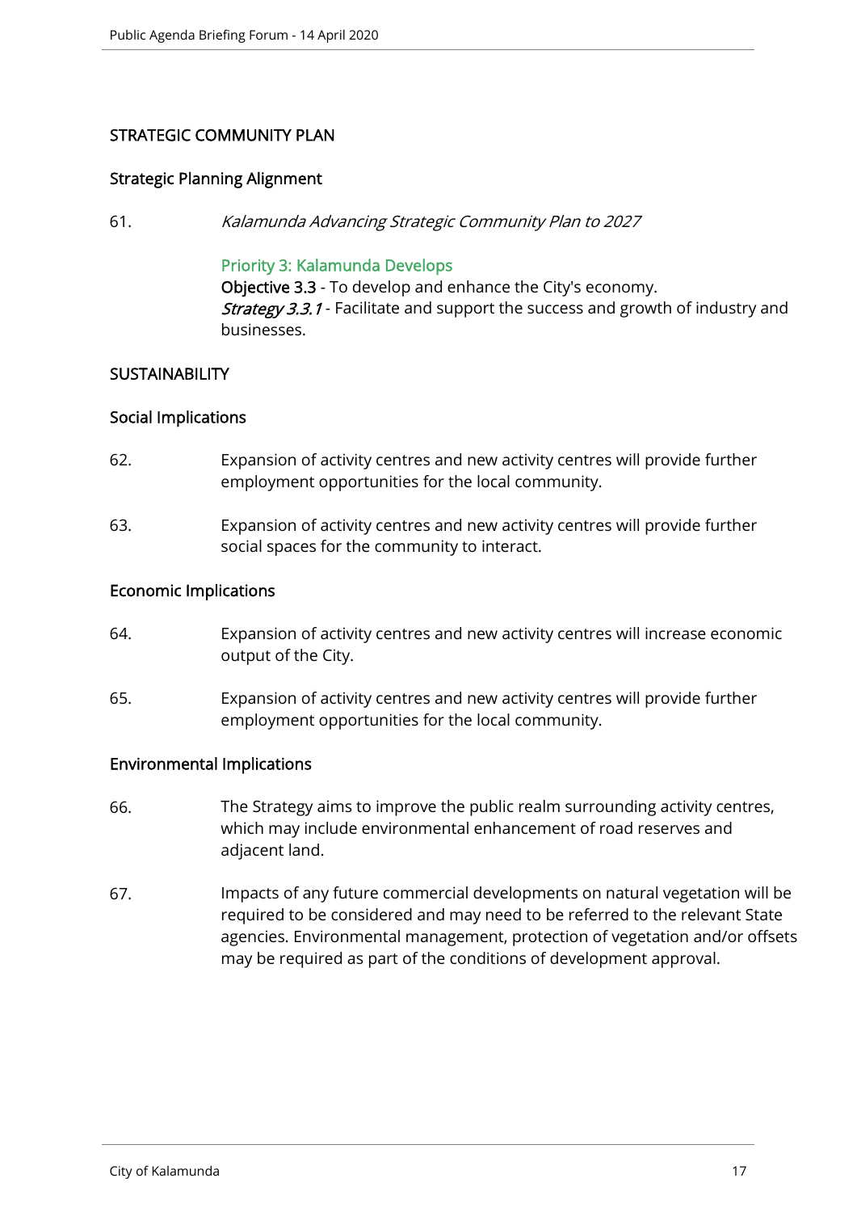## STRATEGIC COMMUNITY PLAN

### Strategic Planning Alignment

61. *Kalamunda Advancing Strategic Community Plan to 2027*

    Priority 3: Kalamunda Develops
    **Objective 3.3** - To develop and enhance the City's economy.
    ***Strategy 3.3.1*** - Facilitate and support the success and growth of industry and businesses.

## SUSTAINABILITY

### Social Implications

62. Expansion of activity centres and new activity centres will provide further employment opportunities for the local community.

63. Expansion of activity centres and new activity centres will provide further social spaces for the community to interact.

### Economic Implications

64. Expansion of activity centres and new activity centres will increase economic output of the City.

65. Expansion of activity centres and new activity centres will provide further employment opportunities for the local community.

### Environmental Implications

66. The Strategy aims to improve the public realm surrounding activity centres, which may include environmental enhancement of road reserves and adjacent land.

67. Impacts of any future commercial developments on natural vegetation will be required to be considered and may need to be referred to the relevant State agencies. Environmental management, protection of vegetation and/or offsets may be required as part of the conditions of development approval.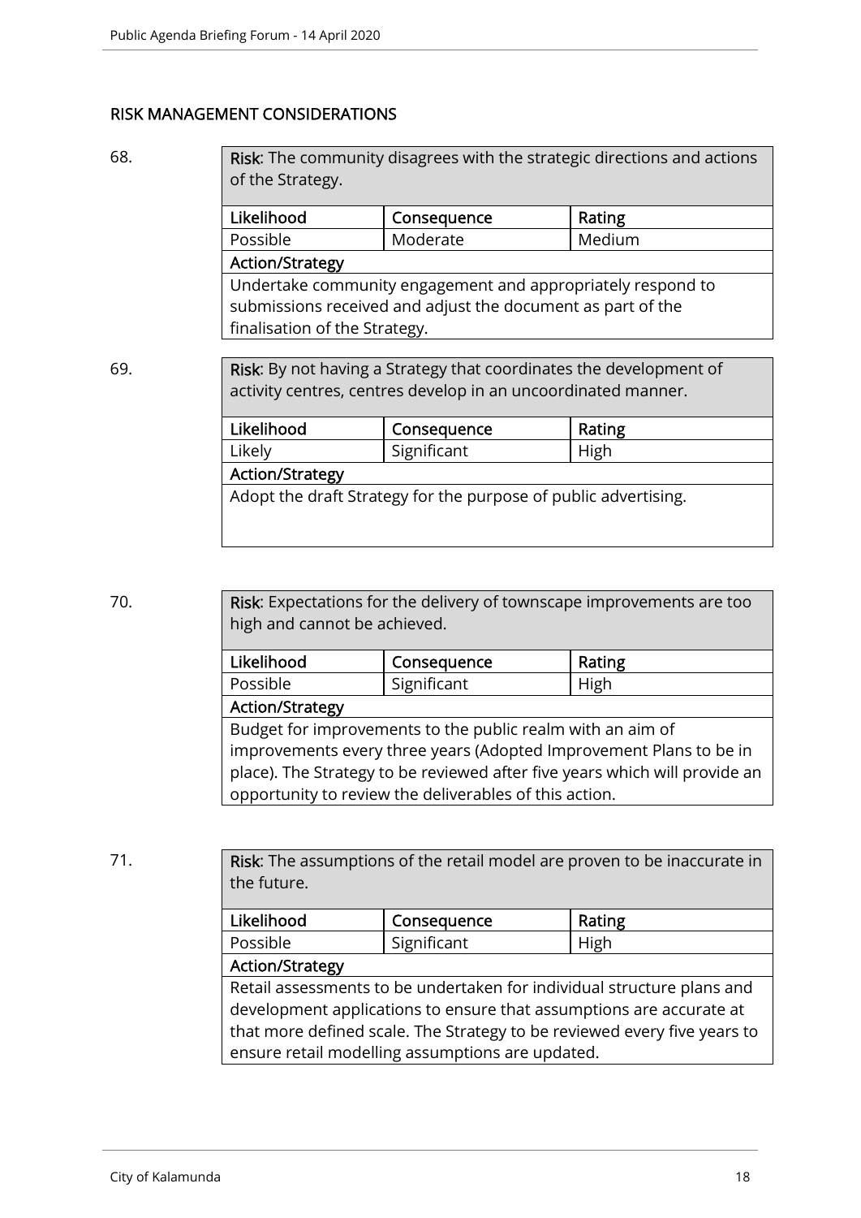## RISK MANAGEMENT CONSIDERATIONS

68.

| **Risk**: The community disagrees with the strategic directions and actions of the Strategy. | | |
|---|---|---|
| **Likelihood** | **Consequence** | **Rating** |
| Possible | Moderate | Medium |
| **Action/Strategy** | | |
| Undertake community engagement and appropriately respond to submissions received and adjust the document as part of the finalisation of the Strategy. | | |

69.

| **Risk**: By not having a Strategy that coordinates the development of activity centres, centres develop in an uncoordinated manner. | | |
|---|---|---|
| **Likelihood** | **Consequence** | **Rating** |
| Likely | Significant | High |
| **Action/Strategy** | | |
| Adopt the draft Strategy for the purpose of public advertising. | | |

70.

| **Risk**: Expectations for the delivery of townscape improvements are too high and cannot be achieved. | | |
|---|---|---|
| **Likelihood** | **Consequence** | **Rating** |
| Possible | Significant | High |
| **Action/Strategy** | | |
| Budget for improvements to the public realm with an aim of improvements every three years (Adopted Improvement Plans to be in place). The Strategy to be reviewed after five years which will provide an opportunity to review the deliverables of this action. | | |

71.

| **Risk**: The assumptions of the retail model are proven to be inaccurate in the future. | | |
|---|---|---|
| **Likelihood** | **Consequence** | **Rating** |
| Possible | Significant | High |
| **Action/Strategy** | | |
| Retail assessments to be undertaken for individual structure plans and development applications to ensure that assumptions are accurate at that more defined scale. The Strategy to be reviewed every five years to ensure retail modelling assumptions are updated. | | |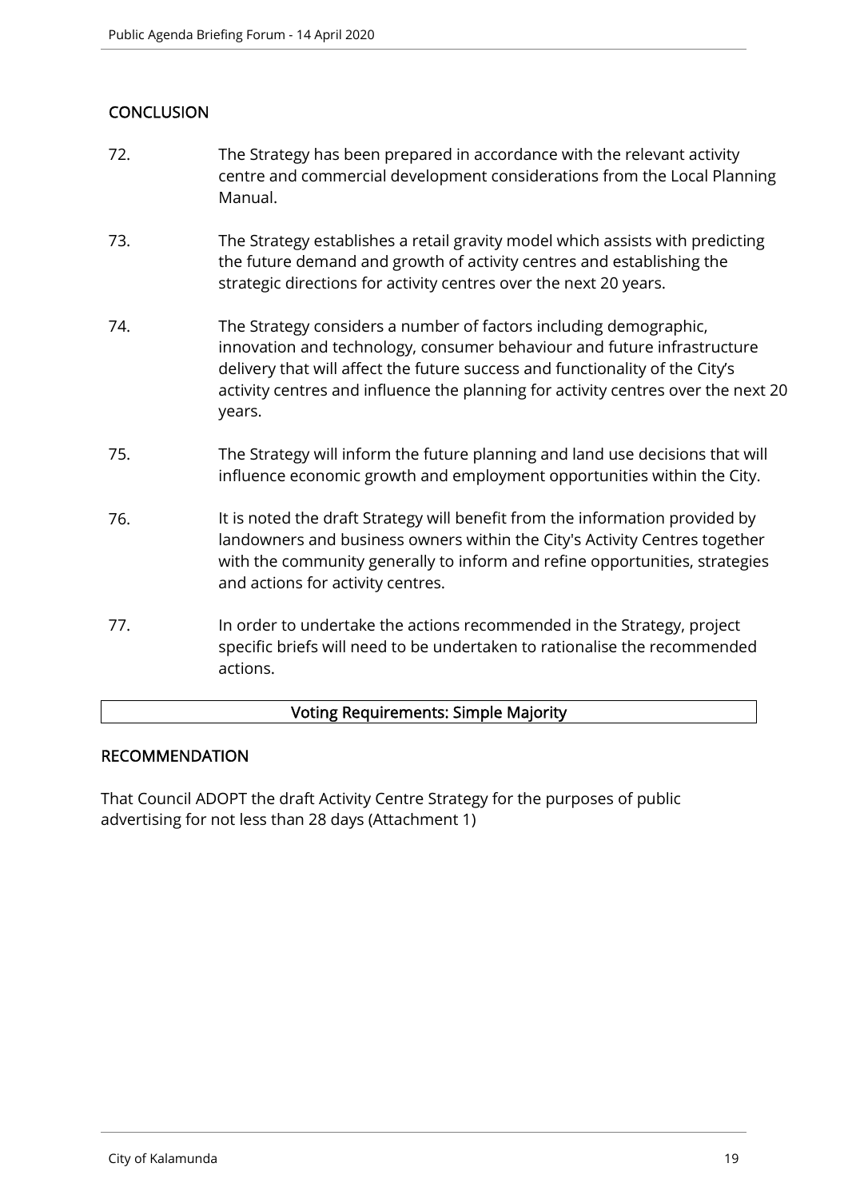## CONCLUSION

72. The Strategy has been prepared in accordance with the relevant activity centre and commercial development considerations from the Local Planning Manual.

73. The Strategy establishes a retail gravity model which assists with predicting the future demand and growth of activity centres and establishing the strategic directions for activity centres over the next 20 years.

74. The Strategy considers a number of factors including demographic, innovation and technology, consumer behaviour and future infrastructure delivery that will affect the future success and functionality of the City's activity centres and influence the planning for activity centres over the next 20 years.

75. The Strategy will inform the future planning and land use decisions that will influence economic growth and employment opportunities within the City.

76. It is noted the draft Strategy will benefit from the information provided by landowners and business owners within the City's Activity Centres together with the community generally to inform and refine opportunities, strategies and actions for activity centres.

77. In order to undertake the actions recommended in the Strategy, project specific briefs will need to be undertaken to rationalise the recommended actions.

| Voting Requirements: Simple Majority |
| --- |

## RECOMMENDATION

That Council ADOPT the draft Activity Centre Strategy for the purposes of public advertising for not less than 28 days (Attachment 1)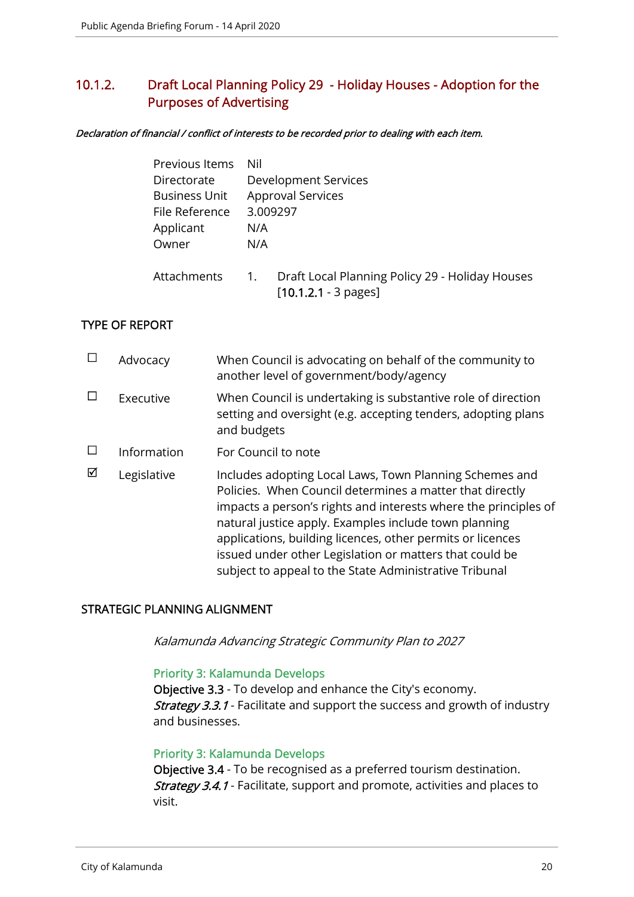## 10.1.2. Draft Local Planning Policy 29 - Holiday Houses - Adoption for the Purposes of Advertising

***Declaration of financial / conflict of interests to be recorded prior to dealing with each item.***

| | |
|---|---|
| Previous Items | Nil |
| Directorate | Development Services |
| Business Unit | Approval Services |
| File Reference | 3.009297 |
| Applicant | N/A |
| Owner | N/A |

Attachments 1. Draft Local Planning Policy 29 - Holiday Houses [10.1.2.1 - 3 pages]

### TYPE OF REPORT

| | | |
|---|---|---|
| ☐ | Advocacy | When Council is advocating on behalf of the community to another level of government/body/agency |
| ☐ | Executive | When Council is undertaking is substantive role of direction setting and oversight (e.g. accepting tenders, adopting plans and budgets |
| ☐ | Information | For Council to note |
| ☑ | Legislative | Includes adopting Local Laws, Town Planning Schemes and Policies. When Council determines a matter that directly impacts a person's rights and interests where the principles of natural justice apply. Examples include town planning applications, building licences, other permits or licences issued under other Legislation or matters that could be subject to appeal to the State Administrative Tribunal |

### STRATEGIC PLANNING ALIGNMENT

*Kalamunda Advancing Strategic Community Plan to 2027*

Priority 3: Kalamunda Develops
**Objective 3.3** - To develop and enhance the City's economy.
***Strategy 3.3.1*** - Facilitate and support the success and growth of industry and businesses.

Priority 3: Kalamunda Develops
**Objective 3.4** - To be recognised as a preferred tourism destination.
***Strategy 3.4.1*** - Facilitate, support and promote, activities and places to visit.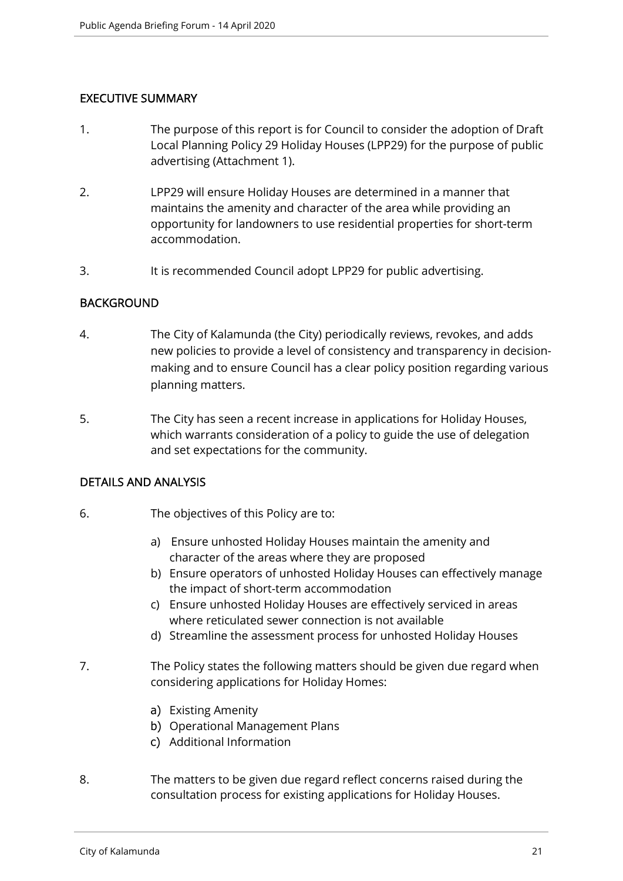## EXECUTIVE SUMMARY

1. The purpose of this report is for Council to consider the adoption of Draft Local Planning Policy 29 Holiday Houses (LPP29) for the purpose of public advertising (Attachment 1).

2. LPP29 will ensure Holiday Houses are determined in a manner that maintains the amenity and character of the area while providing an opportunity for landowners to use residential properties for short-term accommodation.

3. It is recommended Council adopt LPP29 for public advertising.

## BACKGROUND

4. The City of Kalamunda (the City) periodically reviews, revokes, and adds new policies to provide a level of consistency and transparency in decision-making and to ensure Council has a clear policy position regarding various planning matters.

5. The City has seen a recent increase in applications for Holiday Houses, which warrants consideration of a policy to guide the use of delegation and set expectations for the community.

## DETAILS AND ANALYSIS

6. The objectives of this Policy are to:

   a) Ensure unhosted Holiday Houses maintain the amenity and character of the areas where they are proposed
   b) Ensure operators of unhosted Holiday Houses can effectively manage the impact of short-term accommodation
   c) Ensure unhosted Holiday Houses are effectively serviced in areas where reticulated sewer connection is not available
   d) Streamline the assessment process for unhosted Holiday Houses

7. The Policy states the following matters should be given due regard when considering applications for Holiday Homes:

   a) Existing Amenity
   b) Operational Management Plans
   c) Additional Information

8. The matters to be given due regard reflect concerns raised during the consultation process for existing applications for Holiday Houses.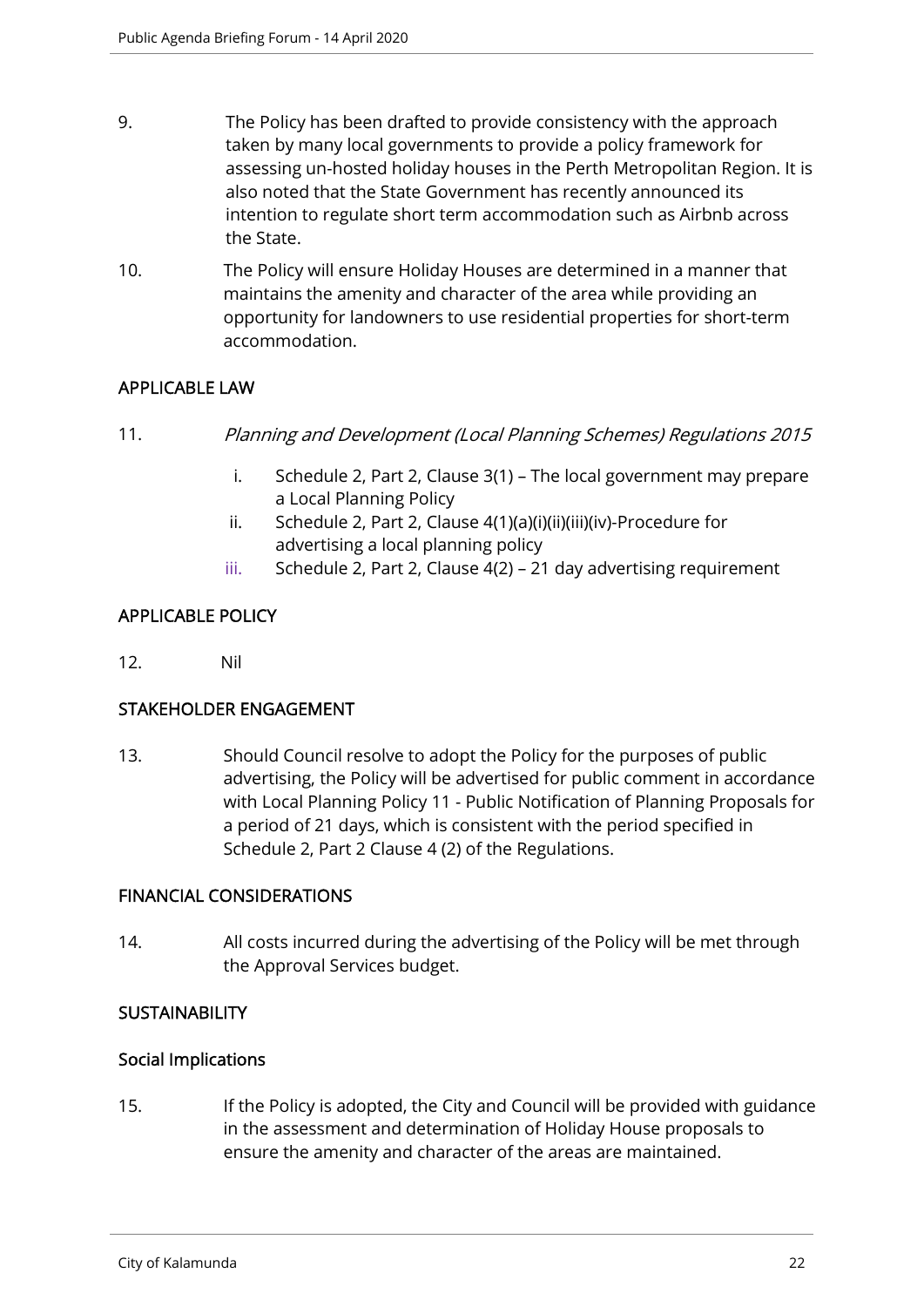9. The Policy has been drafted to provide consistency with the approach taken by many local governments to provide a policy framework for assessing un-hosted holiday houses in the Perth Metropolitan Region. It is also noted that the State Government has recently announced its intention to regulate short term accommodation such as Airbnb across the State.

10. The Policy will ensure Holiday Houses are determined in a manner that maintains the amenity and character of the area while providing an opportunity for landowners to use residential properties for short-term accommodation.

## APPLICABLE LAW

11. *Planning and Development (Local Planning Schemes) Regulations 2015*

    i. Schedule 2, Part 2, Clause 3(1) – The local government may prepare a Local Planning Policy
    ii. Schedule 2, Part 2, Clause 4(1)(a)(i)(ii)(iii)(iv)-Procedure for advertising a local planning policy
    iii. Schedule 2, Part 2, Clause 4(2) – 21 day advertising requirement

## APPLICABLE POLICY

12. Nil

## STAKEHOLDER ENGAGEMENT

13. Should Council resolve to adopt the Policy for the purposes of public advertising, the Policy will be advertised for public comment in accordance with Local Planning Policy 11 - Public Notification of Planning Proposals for a period of 21 days, which is consistent with the period specified in Schedule 2, Part 2 Clause 4 (2) of the Regulations.

## FINANCIAL CONSIDERATIONS

14. All costs incurred during the advertising of the Policy will be met through the Approval Services budget.

## SUSTAINABILITY

### Social Implications

15. If the Policy is adopted, the City and Council will be provided with guidance in the assessment and determination of Holiday House proposals to ensure the amenity and character of the areas are maintained.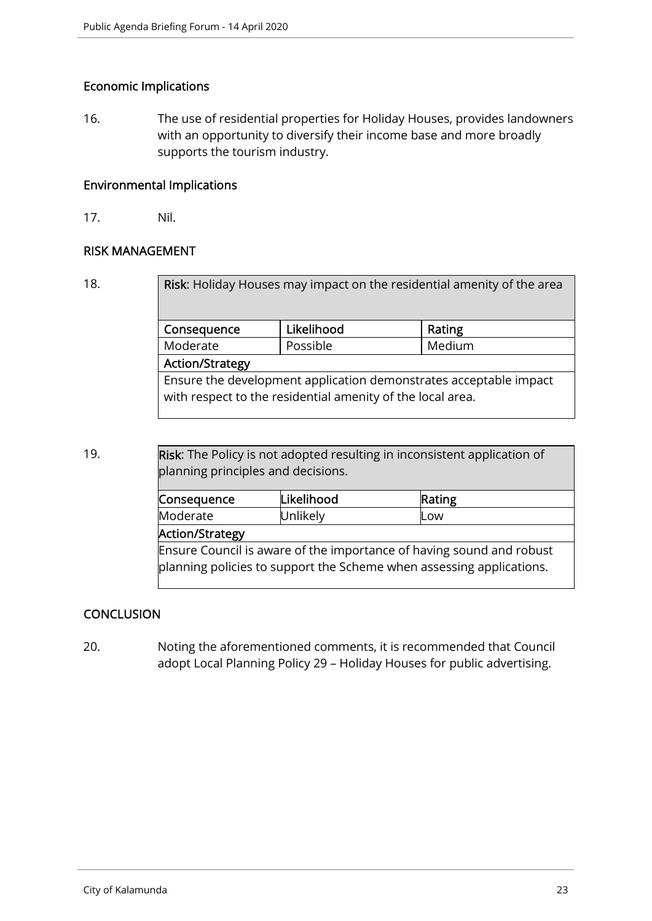### Economic Implications

16. The use of residential properties for Holiday Houses, provides landowners with an opportunity to diversify their income base and more broadly supports the tourism industry.

### Environmental Implications

17. Nil.

## RISK MANAGEMENT

18.

| **Risk**: Holiday Houses may impact on the residential amenity of the area | | |
|---|---|---|
| **Consequence** | **Likelihood** | **Rating** |
| Moderate | Possible | Medium |
| **Action/Strategy** | | |
| Ensure the development application demonstrates acceptable impact with respect to the residential amenity of the local area. | | |

19.

| **Risk**: The Policy is not adopted resulting in inconsistent application of planning principles and decisions. | | |
|---|---|---|
| **Consequence** | **Likelihood** | **Rating** |
| Moderate | Unlikely | Low |
| **Action/Strategy** | | |
| Ensure Council is aware of the importance of having sound and robust planning policies to support the Scheme when assessing applications. | | |

## CONCLUSION

20. Noting the aforementioned comments, it is recommended that Council adopt Local Planning Policy 29 – Holiday Houses for public advertising.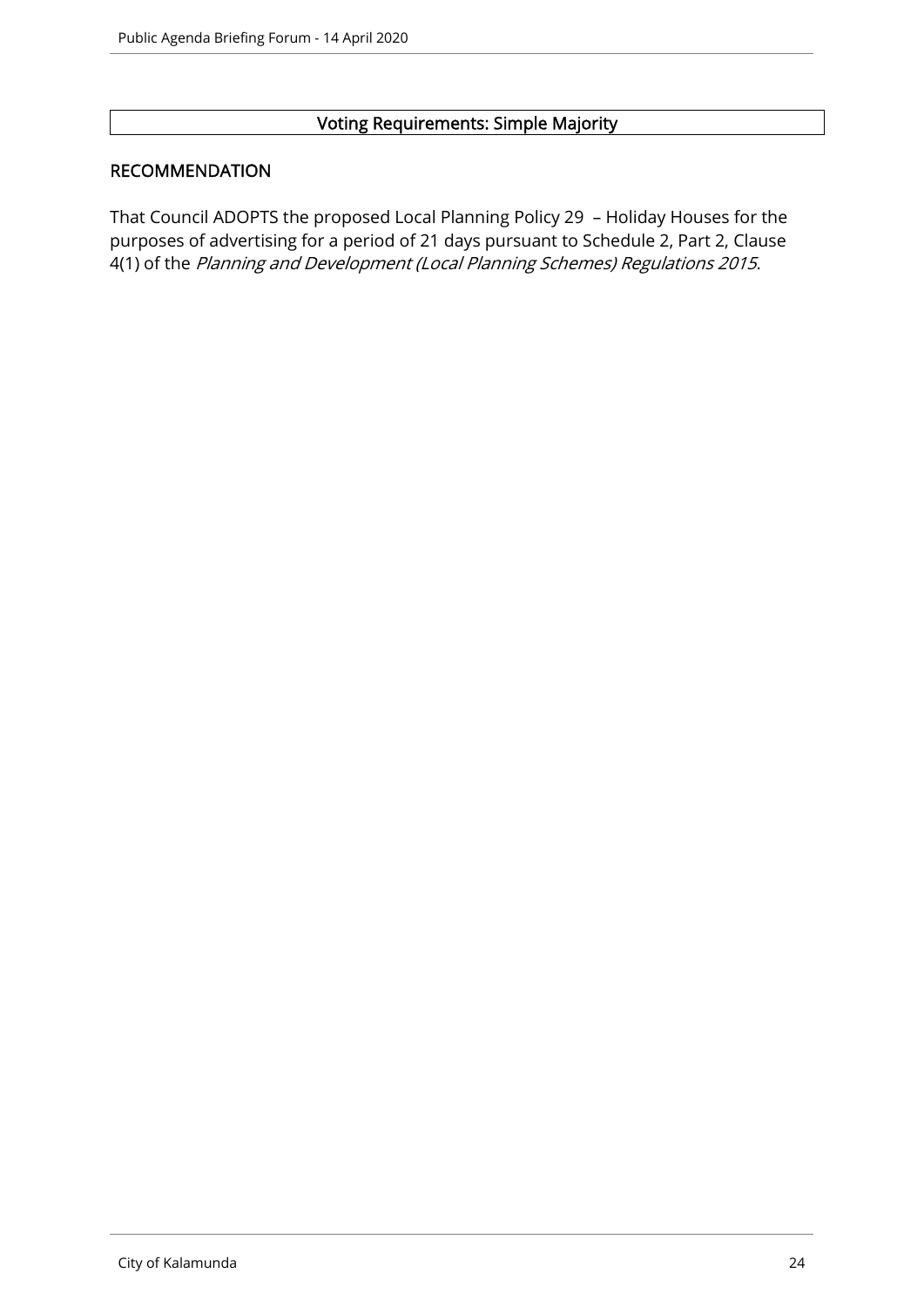| Voting Requirements: Simple Majority |
| --- |

## RECOMMENDATION

That Council ADOPTS the proposed Local Planning Policy 29 – Holiday Houses for the purposes of advertising for a period of 21 days pursuant to Schedule 2, Part 2, Clause 4(1) of the *Planning and Development (Local Planning Schemes) Regulations 2015*.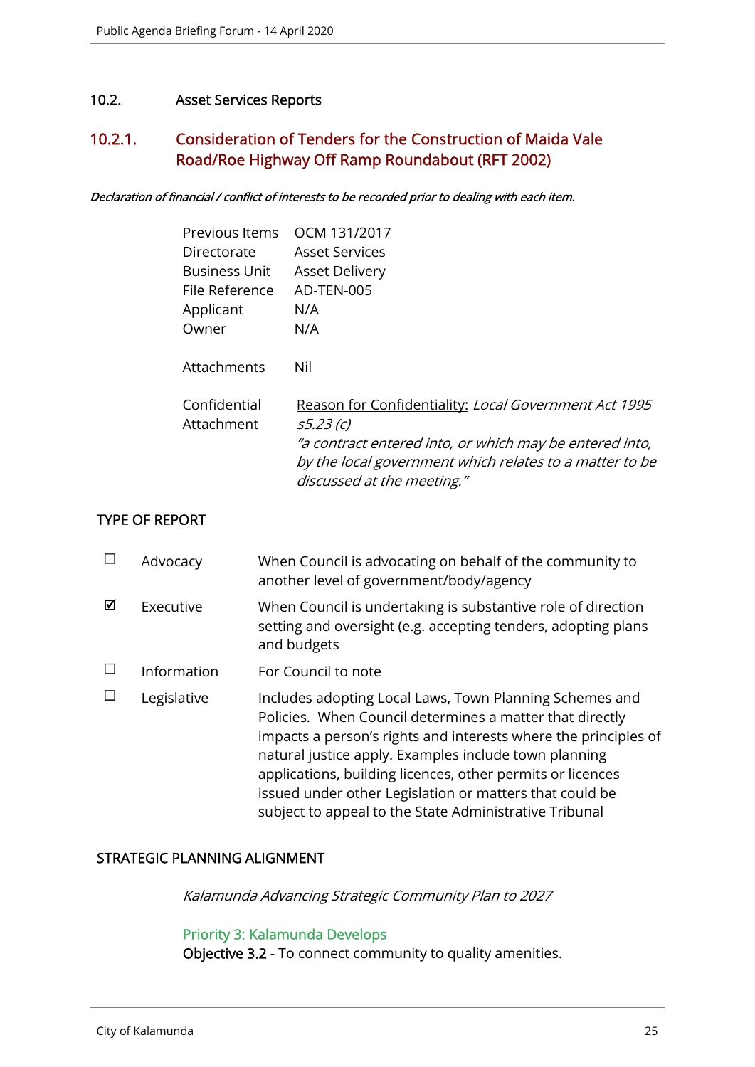## 10.2. Asset Services Reports

### 10.2.1. Consideration of Tenders for the Construction of Maida Vale Road/Roe Highway Off Ramp Roundabout (RFT 2002)

***Declaration of financial / conflict of interests to be recorded prior to dealing with each item.***

| | |
|---|---|
| Previous Items | OCM 131/2017 |
| Directorate | Asset Services |
| Business Unit | Asset Delivery |
| File Reference | AD-TEN-005 |
| Applicant | N/A |
| Owner | N/A |
| Attachments | Nil |
| Confidential Attachment | Reason for Confidentiality: *Local Government Act 1995 s5.23 (c)* *"a contract entered into, or which may be entered into, by the local government which relates to a matter to be discussed at the meeting."* |

#### TYPE OF REPORT

| | | |
|---|---|---|
| ☐ | Advocacy | When Council is advocating on behalf of the community to another level of government/body/agency |
| ☑ | Executive | When Council is undertaking is substantive role of direction setting and oversight (e.g. accepting tenders, adopting plans and budgets |
| ☐ | Information | For Council to note |
| ☐ | Legislative | Includes adopting Local Laws, Town Planning Schemes and Policies. When Council determines a matter that directly impacts a person's rights and interests where the principles of natural justice apply. Examples include town planning applications, building licences, other permits or licences issued under other Legislation or matters that could be subject to appeal to the State Administrative Tribunal |

#### STRATEGIC PLANNING ALIGNMENT

*Kalamunda Advancing Strategic Community Plan to 2027*

Priority 3: Kalamunda Develops
**Objective 3.2** - To connect community to quality amenities.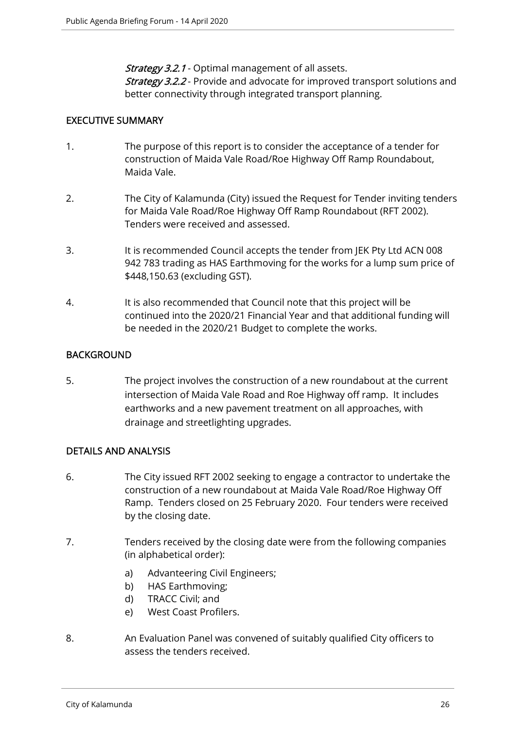*Strategy 3.2.1* - Optimal management of all assets.
*Strategy 3.2.2* - Provide and advocate for improved transport solutions and better connectivity through integrated transport planning.

## EXECUTIVE SUMMARY

1. The purpose of this report is to consider the acceptance of a tender for construction of Maida Vale Road/Roe Highway Off Ramp Roundabout, Maida Vale.

2. The City of Kalamunda (City) issued the Request for Tender inviting tenders for Maida Vale Road/Roe Highway Off Ramp Roundabout (RFT 2002). Tenders were received and assessed.

3. It is recommended Council accepts the tender from JEK Pty Ltd ACN 008 942 783 trading as HAS Earthmoving for the works for a lump sum price of $448,150.63 (excluding GST).

4. It is also recommended that Council note that this project will be continued into the 2020/21 Financial Year and that additional funding will be needed in the 2020/21 Budget to complete the works.

## BACKGROUND

5. The project involves the construction of a new roundabout at the current intersection of Maida Vale Road and Roe Highway off ramp. It includes earthworks and a new pavement treatment on all approaches, with drainage and streetlighting upgrades.

## DETAILS AND ANALYSIS

6. The City issued RFT 2002 seeking to engage a contractor to undertake the construction of a new roundabout at Maida Vale Road/Roe Highway Off Ramp. Tenders closed on 25 February 2020. Four tenders were received by the closing date.

7. Tenders received by the closing date were from the following companies (in alphabetical order):

   a) Advanteering Civil Engineers;
   b) HAS Earthmoving;
   d) TRACC Civil; and
   e) West Coast Profilers.

8. An Evaluation Panel was convened of suitably qualified City officers to assess the tenders received.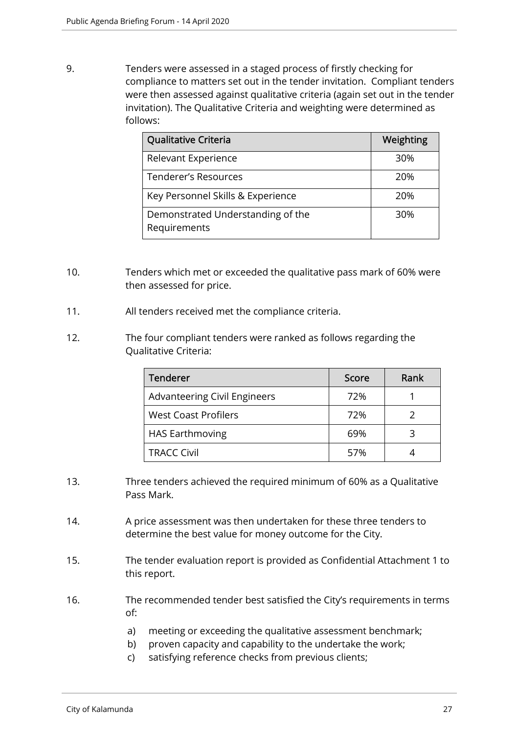9. Tenders were assessed in a staged process of firstly checking for compliance to matters set out in the tender invitation. Compliant tenders were then assessed against qualitative criteria (again set out in the tender invitation). The Qualitative Criteria and weighting were determined as follows:

| Qualitative Criteria | Weighting |
| --- | --- |
| Relevant Experience | 30% |
| Tenderer's Resources | 20% |
| Key Personnel Skills & Experience | 20% |
| Demonstrated Understanding of the Requirements | 30% |

10. Tenders which met or exceeded the qualitative pass mark of 60% were then assessed for price.

11. All tenders received met the compliance criteria.

12. The four compliant tenders were ranked as follows regarding the Qualitative Criteria:

| Tenderer | Score | Rank |
| --- | --- | --- |
| Advanteering Civil Engineers | 72% | 1 |
| West Coast Profilers | 72% | 2 |
| HAS Earthmoving | 69% | 3 |
| TRACC Civil | 57% | 4 |

13. Three tenders achieved the required minimum of 60% as a Qualitative Pass Mark.

14. A price assessment was then undertaken for these three tenders to determine the best value for money outcome for the City.

15. The tender evaluation report is provided as Confidential Attachment 1 to this report.

16. The recommended tender best satisfied the City's requirements in terms of:

    a) meeting or exceeding the qualitative assessment benchmark;
    b) proven capacity and capability to the undertake the work;
    c) satisfying reference checks from previous clients;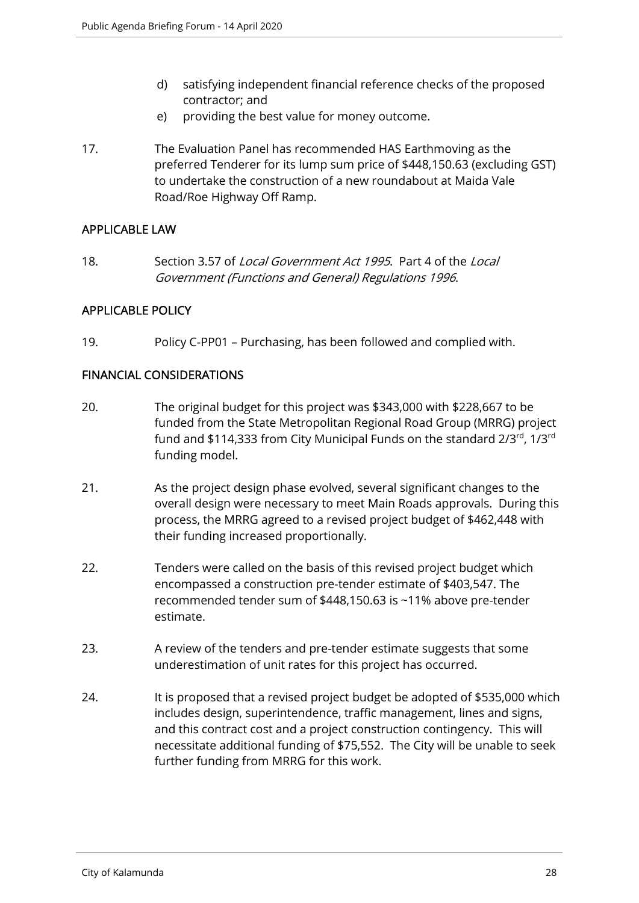d) satisfying independent financial reference checks of the proposed contractor; and

e) providing the best value for money outcome.

17. The Evaluation Panel has recommended HAS Earthmoving as the preferred Tenderer for its lump sum price of $448,150.63 (excluding GST) to undertake the construction of a new roundabout at Maida Vale Road/Roe Highway Off Ramp.

## APPLICABLE LAW

18. Section 3.57 of *Local Government Act 1995*. Part 4 of the *Local Government (Functions and General) Regulations 1996*.

## APPLICABLE POLICY

19. Policy C-PP01 – Purchasing, has been followed and complied with.

## FINANCIAL CONSIDERATIONS

20. The original budget for this project was $343,000 with $228,667 to be funded from the State Metropolitan Regional Road Group (MRRG) project fund and $114,333 from City Municipal Funds on the standard 2/3rd, 1/3rd funding model.

21. As the project design phase evolved, several significant changes to the overall design were necessary to meet Main Roads approvals. During this process, the MRRG agreed to a revised project budget of $462,448 with their funding increased proportionally.

22. Tenders were called on the basis of this revised project budget which encompassed a construction pre-tender estimate of $403,547. The recommended tender sum of $448,150.63 is ~11% above pre-tender estimate.

23. A review of the tenders and pre-tender estimate suggests that some underestimation of unit rates for this project has occurred.

24. It is proposed that a revised project budget be adopted of $535,000 which includes design, superintendence, traffic management, lines and signs, and this contract cost and a project construction contingency. This will necessitate additional funding of $75,552. The City will be unable to seek further funding from MRRG for this work.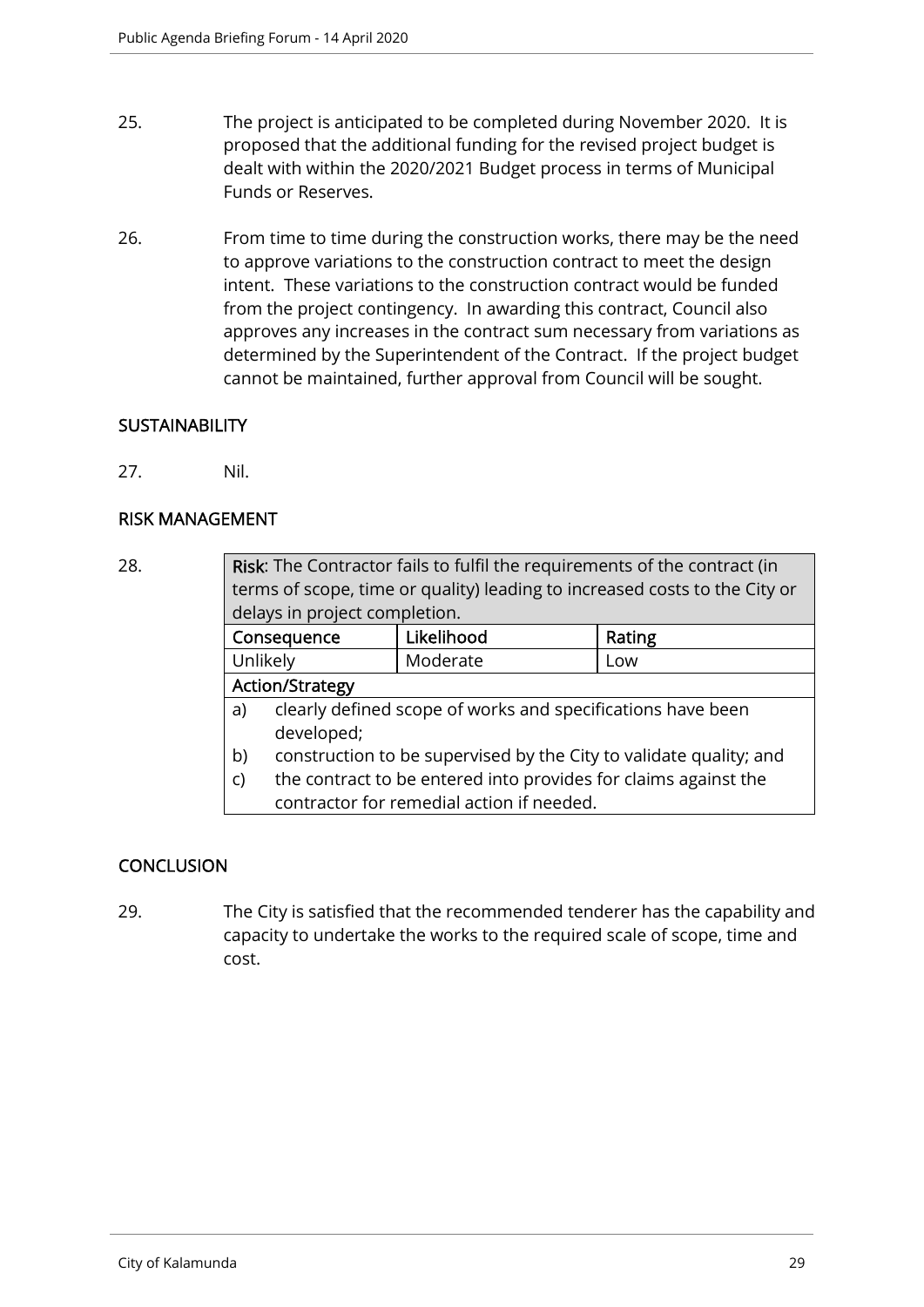25. The project is anticipated to be completed during November 2020. It is proposed that the additional funding for the revised project budget is dealt with within the 2020/2021 Budget process in terms of Municipal Funds or Reserves.

26. From time to time during the construction works, there may be the need to approve variations to the construction contract to meet the design intent. These variations to the construction contract would be funded from the project contingency. In awarding this contract, Council also approves any increases in the contract sum necessary from variations as determined by the Superintendent of the Contract. If the project budget cannot be maintained, further approval from Council will be sought.

## SUSTAINABILITY

27. Nil.

## RISK MANAGEMENT

28.

| **Risk**: The Contractor fails to fulfil the requirements of the contract (in terms of scope, time or quality) leading to increased costs to the City or delays in project completion. | | |
|---|---|---|
| **Consequence** | **Likelihood** | **Rating** |
| Unlikely | Moderate | Low |
| **Action/Strategy** | | |
| a) clearly defined scope of works and specifications have been developed;<br>b) construction to be supervised by the City to validate quality; and<br>c) the contract to be entered into provides for claims against the contractor for remedial action if needed. | | |

## CONCLUSION

29. The City is satisfied that the recommended tenderer has the capability and capacity to undertake the works to the required scale of scope, time and cost.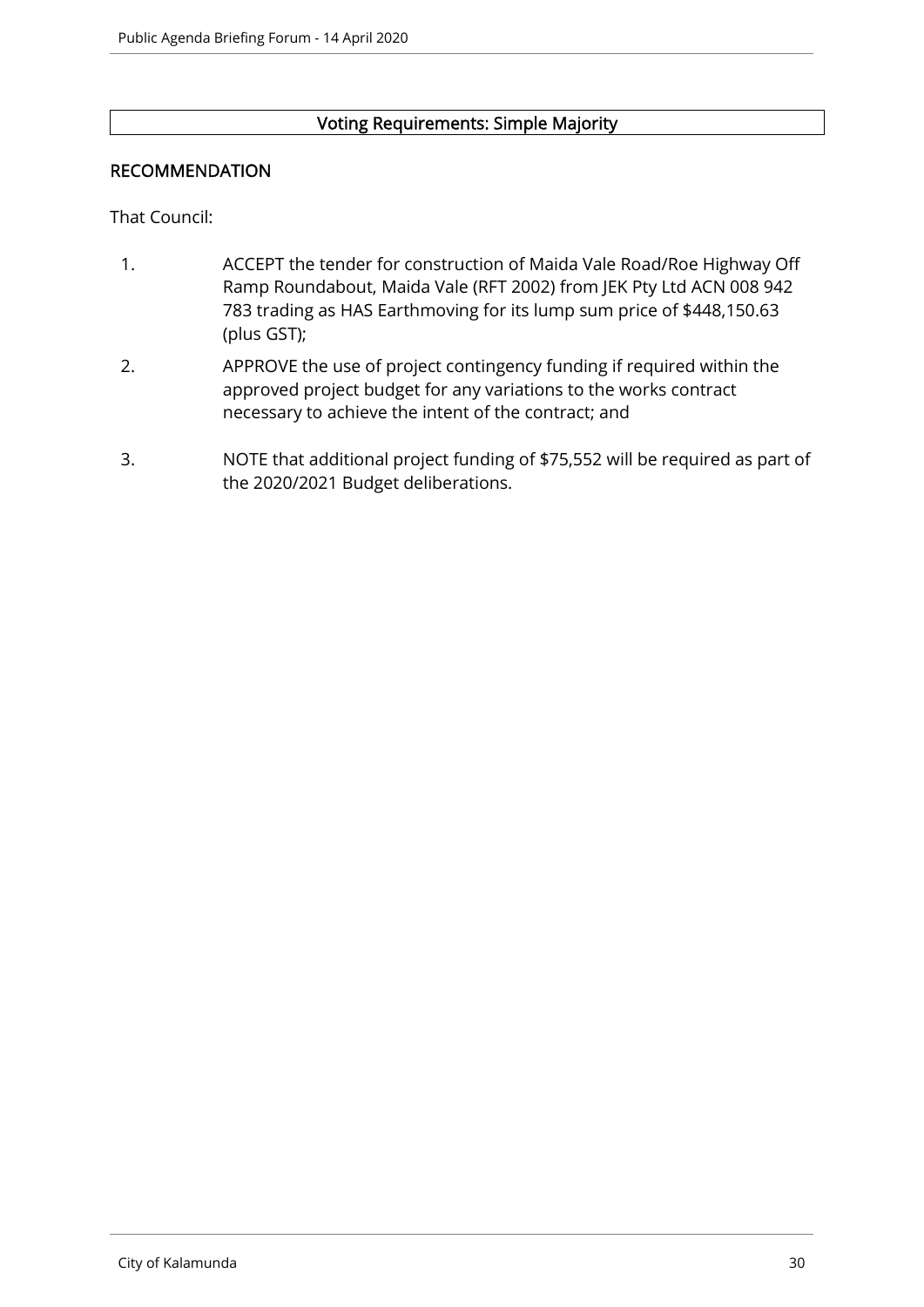Voting Requirements: Simple Majority

## RECOMMENDATION

That Council:

1. ACCEPT the tender for construction of Maida Vale Road/Roe Highway Off Ramp Roundabout, Maida Vale (RFT 2002) from JEK Pty Ltd ACN 008 942 783 trading as HAS Earthmoving for its lump sum price of $448,150.63 (plus GST);
2. APPROVE the use of project contingency funding if required within the approved project budget for any variations to the works contract necessary to achieve the intent of the contract; and
3. NOTE that additional project funding of $75,552 will be required as part of the 2020/2021 Budget deliberations.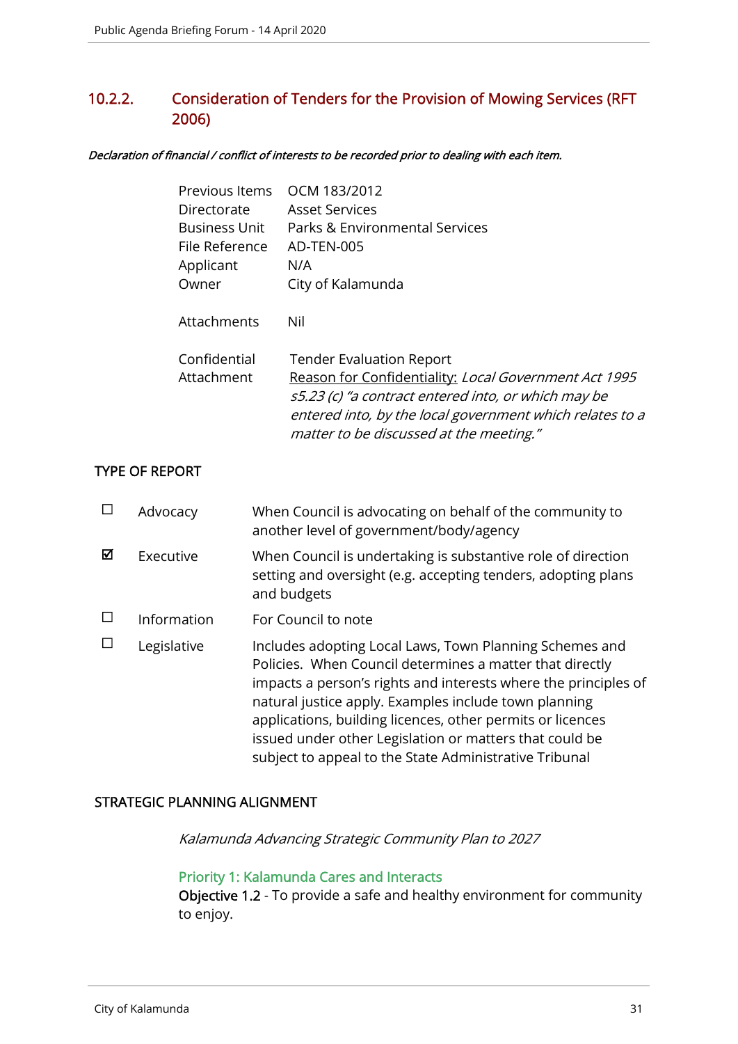## 10.2.2. Consideration of Tenders for the Provision of Mowing Services (RFT 2006)

***Declaration of financial / conflict of interests to be recorded prior to dealing with each item.***

| | |
|---|---|
| Previous Items | OCM 183/2012 |
| Directorate | Asset Services |
| Business Unit | Parks & Environmental Services |
| File Reference | AD-TEN-005 |
| Applicant | N/A |
| Owner | City of Kalamunda |
| Attachments | Nil |
| Confidential Attachment | Tender Evaluation Report<br><u>Reason for Confidentiality:</u> *Local Government Act 1995 s5.23 (c) "a contract entered into, or which may be entered into, by the local government which relates to a matter to be discussed at the meeting."* |

### TYPE OF REPORT

| | | |
|---|---|---|
| ☐ | Advocacy | When Council is advocating on behalf of the community to another level of government/body/agency |
| ☑ | Executive | When Council is undertaking is substantive role of direction setting and oversight (e.g. accepting tenders, adopting plans and budgets |
| ☐ | Information | For Council to note |
| ☐ | Legislative | Includes adopting Local Laws, Town Planning Schemes and Policies. When Council determines a matter that directly impacts a person's rights and interests where the principles of natural justice apply. Examples include town planning applications, building licences, other permits or licences issued under other Legislation or matters that could be subject to appeal to the State Administrative Tribunal |

### STRATEGIC PLANNING ALIGNMENT

*Kalamunda Advancing Strategic Community Plan to 2027*

Priority 1: Kalamunda Cares and Interacts

Objective 1.2 - To provide a safe and healthy environment for community to enjoy.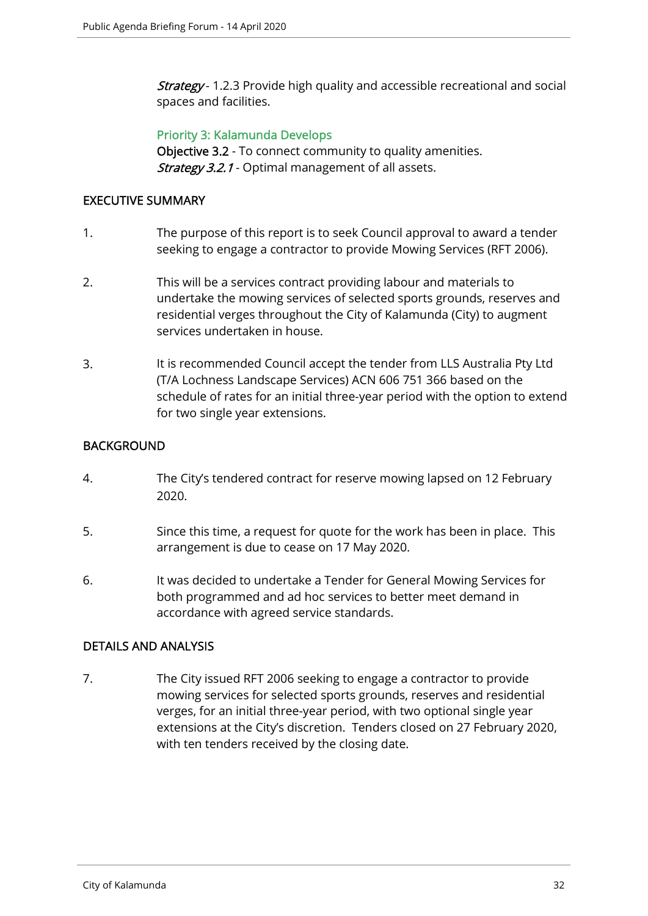*Strategy* - 1.2.3 Provide high quality and accessible recreational and social spaces and facilities.

**Priority 3: Kalamunda Develops**
**Objective 3.2** - To connect community to quality amenities.
*Strategy 3.2.1* - Optimal management of all assets.

## EXECUTIVE SUMMARY

1. The purpose of this report is to seek Council approval to award a tender seeking to engage a contractor to provide Mowing Services (RFT 2006).

2. This will be a services contract providing labour and materials to undertake the mowing services of selected sports grounds, reserves and residential verges throughout the City of Kalamunda (City) to augment services undertaken in house.

3. It is recommended Council accept the tender from LLS Australia Pty Ltd (T/A Lochness Landscape Services) ACN 606 751 366 based on the schedule of rates for an initial three-year period with the option to extend for two single year extensions.

## BACKGROUND

4. The City's tendered contract for reserve mowing lapsed on 12 February 2020.

5. Since this time, a request for quote for the work has been in place. This arrangement is due to cease on 17 May 2020.

6. It was decided to undertake a Tender for General Mowing Services for both programmed and ad hoc services to better meet demand in accordance with agreed service standards.

## DETAILS AND ANALYSIS

7. The City issued RFT 2006 seeking to engage a contractor to provide mowing services for selected sports grounds, reserves and residential verges, for an initial three-year period, with two optional single year extensions at the City's discretion. Tenders closed on 27 February 2020, with ten tenders received by the closing date.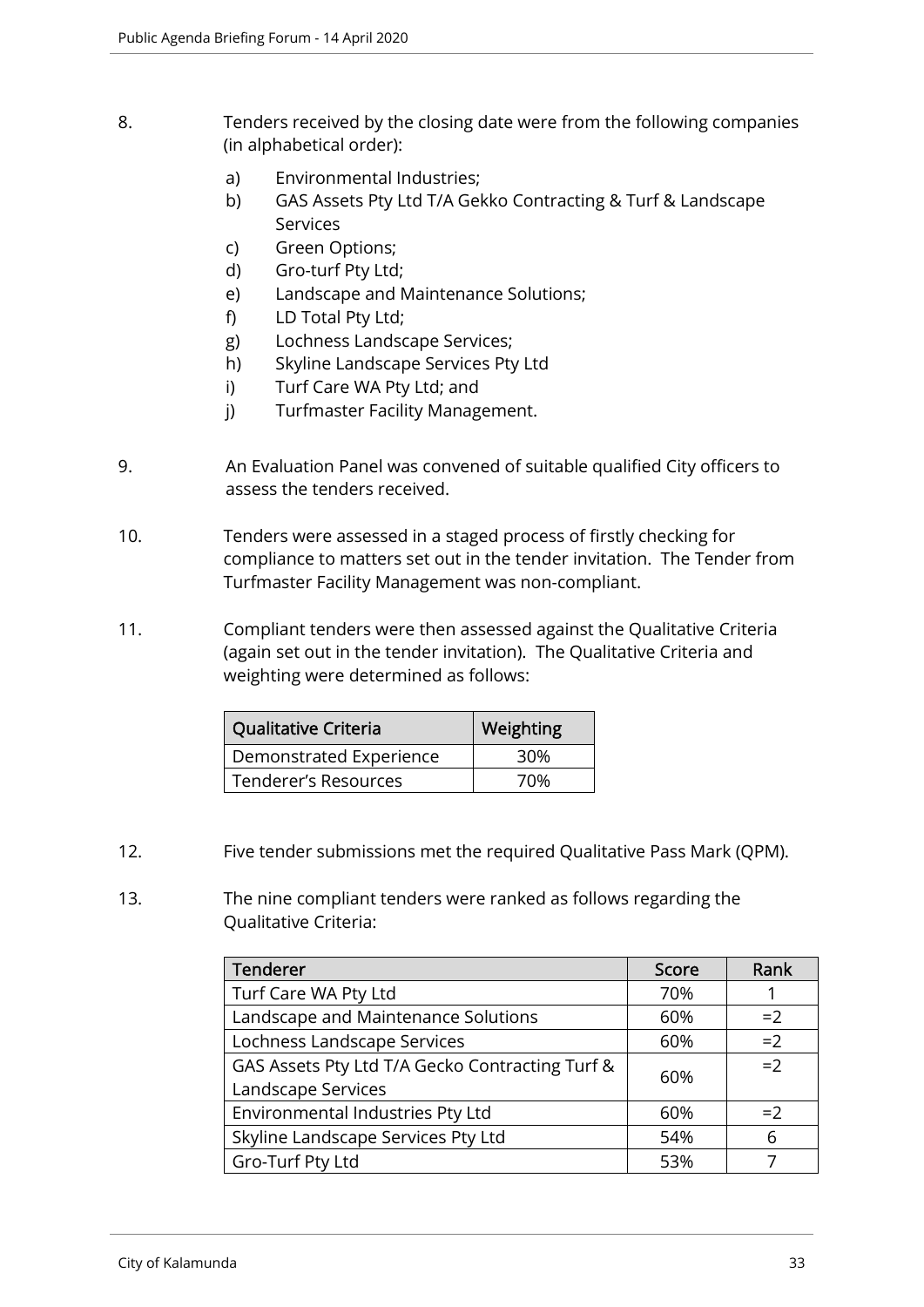8. Tenders received by the closing date were from the following companies (in alphabetical order):

   a) Environmental Industries;
   b) GAS Assets Pty Ltd T/A Gekko Contracting & Turf & Landscape Services
   c) Green Options;
   d) Gro-turf Pty Ltd;
   e) Landscape and Maintenance Solutions;
   f) LD Total Pty Ltd;
   g) Lochness Landscape Services;
   h) Skyline Landscape Services Pty Ltd
   i) Turf Care WA Pty Ltd; and
   j) Turfmaster Facility Management.

9. An Evaluation Panel was convened of suitable qualified City officers to assess the tenders received.

10. Tenders were assessed in a staged process of firstly checking for compliance to matters set out in the tender invitation. The Tender from Turfmaster Facility Management was non-compliant.

11. Compliant tenders were then assessed against the Qualitative Criteria (again set out in the tender invitation). The Qualitative Criteria and weighting were determined as follows:

| Qualitative Criteria | Weighting |
|---|---|
| Demonstrated Experience | 30% |
| Tenderer's Resources | 70% |

12. Five tender submissions met the required Qualitative Pass Mark (QPM).

13. The nine compliant tenders were ranked as follows regarding the Qualitative Criteria:

| Tenderer | Score | Rank |
|---|---|---|
| Turf Care WA Pty Ltd | 70% | 1 |
| Landscape and Maintenance Solutions | 60% | =2 |
| Lochness Landscape Services | 60% | =2 |
| GAS Assets Pty Ltd T/A Gecko Contracting Turf & Landscape Services | 60% | =2 |
| Environmental Industries Pty Ltd | 60% | =2 |
| Skyline Landscape Services Pty Ltd | 54% | 6 |
| Gro-Turf Pty Ltd | 53% | 7 |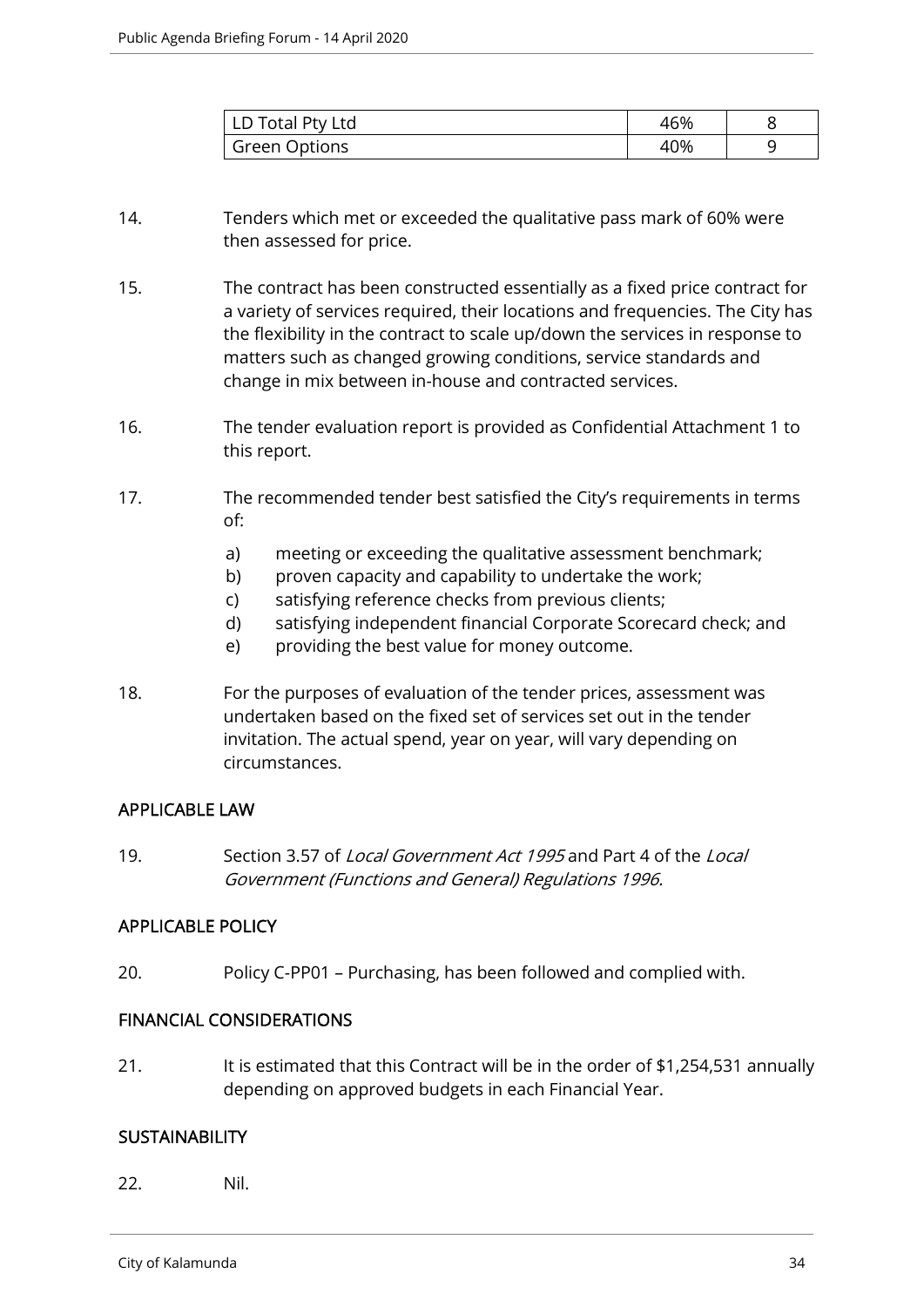| LD Total Pty Ltd | 46% | 8 |
|---|---|---|
| Green Options | 40% | 9 |

14. Tenders which met or exceeded the qualitative pass mark of 60% were then assessed for price.

15. The contract has been constructed essentially as a fixed price contract for a variety of services required, their locations and frequencies. The City has the flexibility in the contract to scale up/down the services in response to matters such as changed growing conditions, service standards and change in mix between in-house and contracted services.

16. The tender evaluation report is provided as Confidential Attachment 1 to this report.

17. The recommended tender best satisfied the City's requirements in terms of:

    a) meeting or exceeding the qualitative assessment benchmark;
    b) proven capacity and capability to undertake the work;
    c) satisfying reference checks from previous clients;
    d) satisfying independent financial Corporate Scorecard check; and
    e) providing the best value for money outcome.

18. For the purposes of evaluation of the tender prices, assessment was undertaken based on the fixed set of services set out in the tender invitation. The actual spend, year on year, will vary depending on circumstances.

## APPLICABLE LAW

19. Section 3.57 of *Local Government Act 1995* and Part 4 of the *Local Government (Functions and General) Regulations 1996.*

## APPLICABLE POLICY

20. Policy C-PP01 – Purchasing, has been followed and complied with.

## FINANCIAL CONSIDERATIONS

21. It is estimated that this Contract will be in the order of $1,254,531 annually depending on approved budgets in each Financial Year.

## SUSTAINABILITY

22. Nil.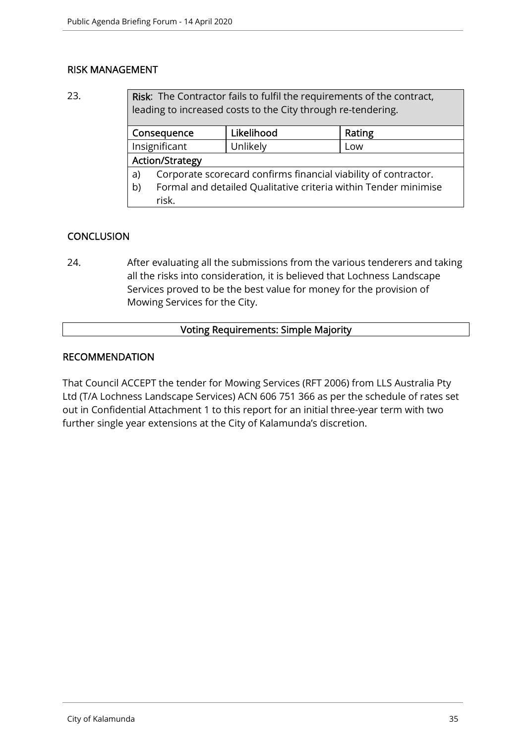## RISK MANAGEMENT

23.

| **Risk**: The Contractor fails to fulfil the requirements of the contract, leading to increased costs to the City through re-tendering. | | |
|---|---|---|
| **Consequence** | **Likelihood** | **Rating** |
| Insignificant | Unlikely | Low |
| **Action/Strategy** | | |
| a) Corporate scorecard confirms financial viability of contractor.<br>b) Formal and detailed Qualitative criteria within Tender minimise risk. | | |

## CONCLUSION

24. After evaluating all the submissions from the various tenderers and taking all the risks into consideration, it is believed that Lochness Landscape Services proved to be the best value for money for the provision of Mowing Services for the City.

**Voting Requirements: Simple Majority**

## RECOMMENDATION

That Council ACCEPT the tender for Mowing Services (RFT 2006) from LLS Australia Pty Ltd (T/A Lochness Landscape Services) ACN 606 751 366 as per the schedule of rates set out in Confidential Attachment 1 to this report for an initial three-year term with two further single year extensions at the City of Kalamunda's discretion.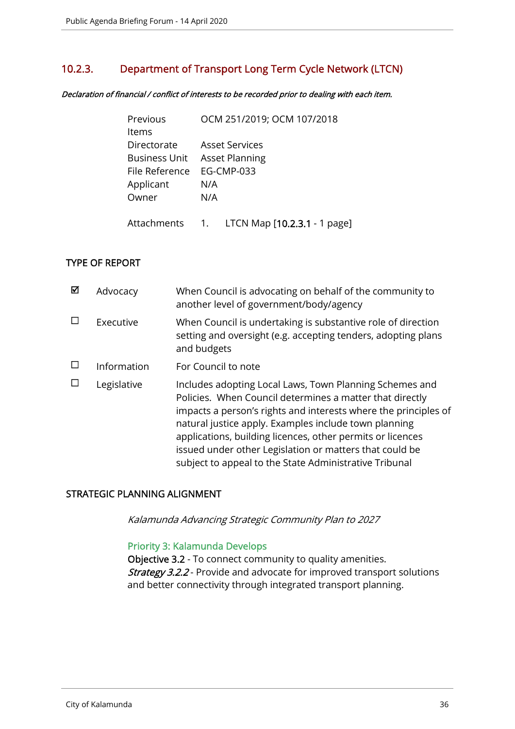## 10.2.3. Department of Transport Long Term Cycle Network (LTCN)

***Declaration of financial / conflict of interests to be recorded prior to dealing with each item.***

| | |
|---|---|
| Previous Items | OCM 251/2019; OCM 107/2018 |
| Directorate | Asset Services |
| Business Unit | Asset Planning |
| File Reference | EG-CMP-033 |
| Applicant | N/A |
| Owner | N/A |
| | |
| Attachments | 1. LTCN Map [10.2.3.1 - 1 page] |

### TYPE OF REPORT

| | | |
|---|---|---|
| ☑ | Advocacy | When Council is advocating on behalf of the community to another level of government/body/agency |
| ☐ | Executive | When Council is undertaking is substantive role of direction setting and oversight (e.g. accepting tenders, adopting plans and budgets |
| ☐ | Information | For Council to note |
| ☐ | Legislative | Includes adopting Local Laws, Town Planning Schemes and Policies. When Council determines a matter that directly impacts a person's rights and interests where the principles of natural justice apply. Examples include town planning applications, building licences, other permits or licences issued under other Legislation or matters that could be subject to appeal to the State Administrative Tribunal |

### STRATEGIC PLANNING ALIGNMENT

*Kalamunda Advancing Strategic Community Plan to 2027*

Priority 3: Kalamunda Develops

**Objective 3.2** - To connect community to quality amenities.

***Strategy 3.2.2*** - Provide and advocate for improved transport solutions and better connectivity through integrated transport planning.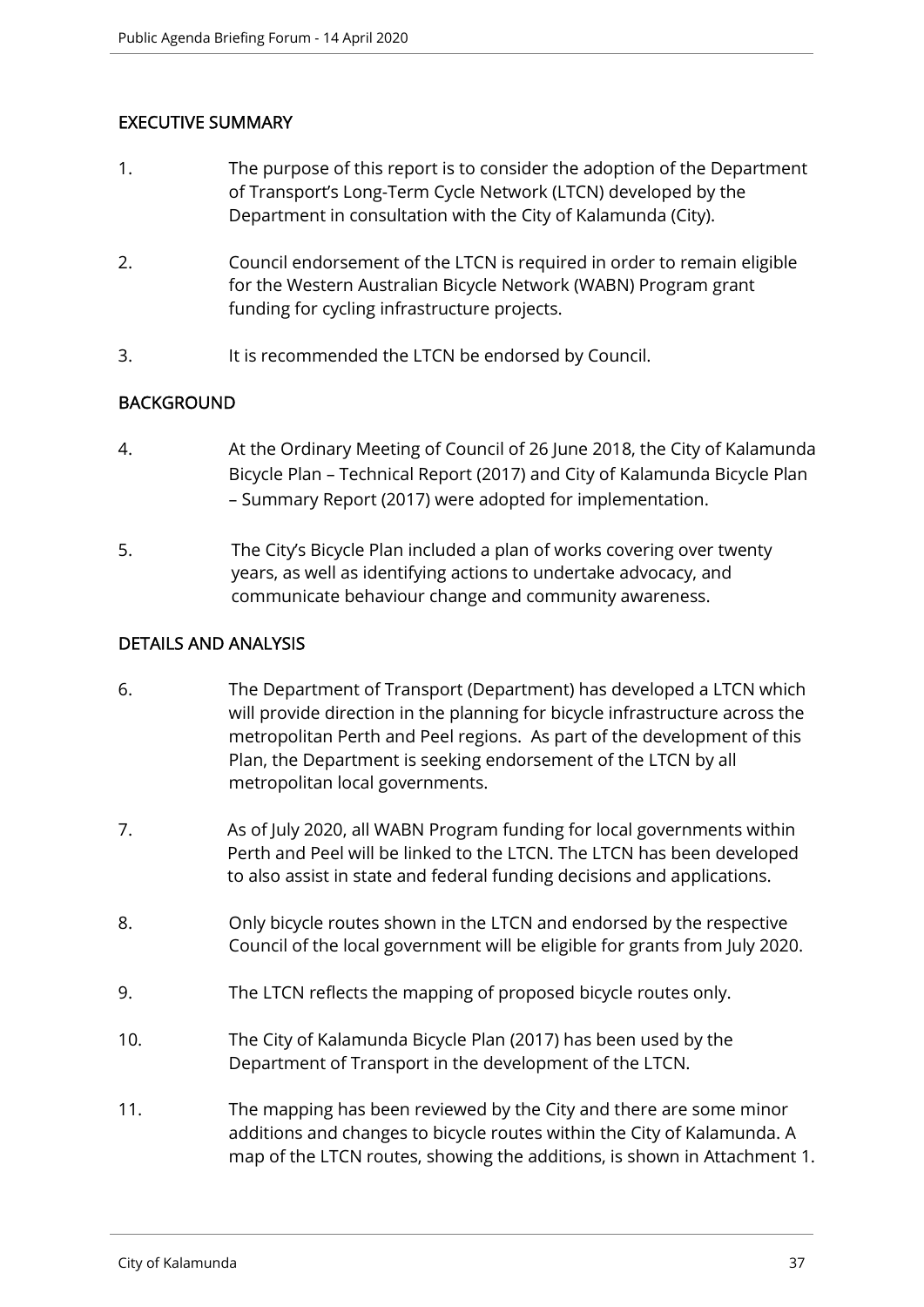## EXECUTIVE SUMMARY

1. The purpose of this report is to consider the adoption of the Department of Transport's Long-Term Cycle Network (LTCN) developed by the Department in consultation with the City of Kalamunda (City).

2. Council endorsement of the LTCN is required in order to remain eligible for the Western Australian Bicycle Network (WABN) Program grant funding for cycling infrastructure projects.

3. It is recommended the LTCN be endorsed by Council.

## BACKGROUND

4. At the Ordinary Meeting of Council of 26 June 2018, the City of Kalamunda Bicycle Plan – Technical Report (2017) and City of Kalamunda Bicycle Plan – Summary Report (2017) were adopted for implementation.

5. The City's Bicycle Plan included a plan of works covering over twenty years, as well as identifying actions to undertake advocacy, and communicate behaviour change and community awareness.

## DETAILS AND ANALYSIS

6. The Department of Transport (Department) has developed a LTCN which will provide direction in the planning for bicycle infrastructure across the metropolitan Perth and Peel regions. As part of the development of this Plan, the Department is seeking endorsement of the LTCN by all metropolitan local governments.

7. As of July 2020, all WABN Program funding for local governments within Perth and Peel will be linked to the LTCN. The LTCN has been developed to also assist in state and federal funding decisions and applications.

8. Only bicycle routes shown in the LTCN and endorsed by the respective Council of the local government will be eligible for grants from July 2020.

9. The LTCN reflects the mapping of proposed bicycle routes only.

10. The City of Kalamunda Bicycle Plan (2017) has been used by the Department of Transport in the development of the LTCN.

11. The mapping has been reviewed by the City and there are some minor additions and changes to bicycle routes within the City of Kalamunda. A map of the LTCN routes, showing the additions, is shown in Attachment 1.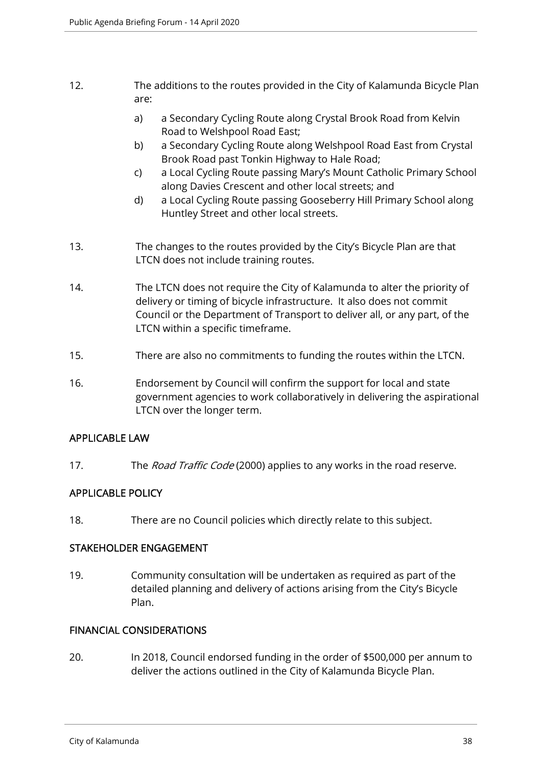12. The additions to the routes provided in the City of Kalamunda Bicycle Plan are:

    a) a Secondary Cycling Route along Crystal Brook Road from Kelvin Road to Welshpool Road East;
    b) a Secondary Cycling Route along Welshpool Road East from Crystal Brook Road past Tonkin Highway to Hale Road;
    c) a Local Cycling Route passing Mary's Mount Catholic Primary School along Davies Crescent and other local streets; and
    d) a Local Cycling Route passing Gooseberry Hill Primary School along Huntley Street and other local streets.

13. The changes to the routes provided by the City's Bicycle Plan are that LTCN does not include training routes.

14. The LTCN does not require the City of Kalamunda to alter the priority of delivery or timing of bicycle infrastructure. It also does not commit Council or the Department of Transport to deliver all, or any part, of the LTCN within a specific timeframe.

15. There are also no commitments to funding the routes within the LTCN.

16. Endorsement by Council will confirm the support for local and state government agencies to work collaboratively in delivering the aspirational LTCN over the longer term.

## APPLICABLE LAW

17. The *Road Traffic Code* (2000) applies to any works in the road reserve.

## APPLICABLE POLICY

18. There are no Council policies which directly relate to this subject.

## STAKEHOLDER ENGAGEMENT

19. Community consultation will be undertaken as required as part of the detailed planning and delivery of actions arising from the City's Bicycle Plan.

## FINANCIAL CONSIDERATIONS

20. In 2018, Council endorsed funding in the order of $500,000 per annum to deliver the actions outlined in the City of Kalamunda Bicycle Plan.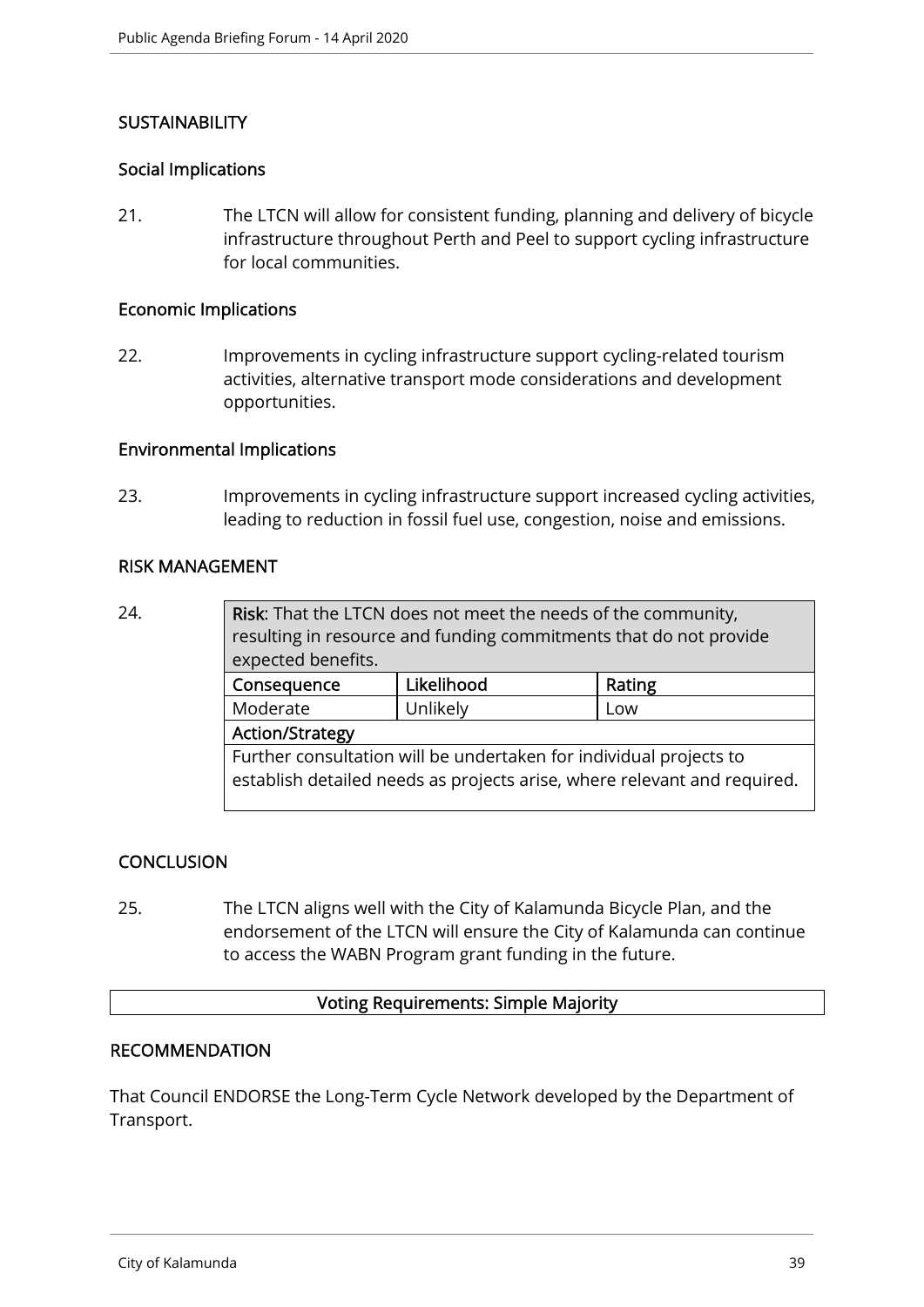## SUSTAINABILITY

### Social Implications

21. The LTCN will allow for consistent funding, planning and delivery of bicycle infrastructure throughout Perth and Peel to support cycling infrastructure for local communities.

### Economic Implications

22. Improvements in cycling infrastructure support cycling-related tourism activities, alternative transport mode considerations and development opportunities.

### Environmental Implications

23. Improvements in cycling infrastructure support increased cycling activities, leading to reduction in fossil fuel use, congestion, noise and emissions.

## RISK MANAGEMENT

24.

| **Risk**: That the LTCN does not meet the needs of the community, resulting in resource and funding commitments that do not provide expected benefits. | | |
|---|---|---|
| **Consequence** | **Likelihood** | **Rating** |
| Moderate | Unlikely | Low |
| **Action/Strategy** | | |
| Further consultation will be undertaken for individual projects to establish detailed needs as projects arise, where relevant and required. | | |

## CONCLUSION

25. The LTCN aligns well with the City of Kalamunda Bicycle Plan, and the endorsement of the LTCN will ensure the City of Kalamunda can continue to access the WABN Program grant funding in the future.

**Voting Requirements: Simple Majority**

## RECOMMENDATION

That Council ENDORSE the Long-Term Cycle Network developed by the Department of Transport.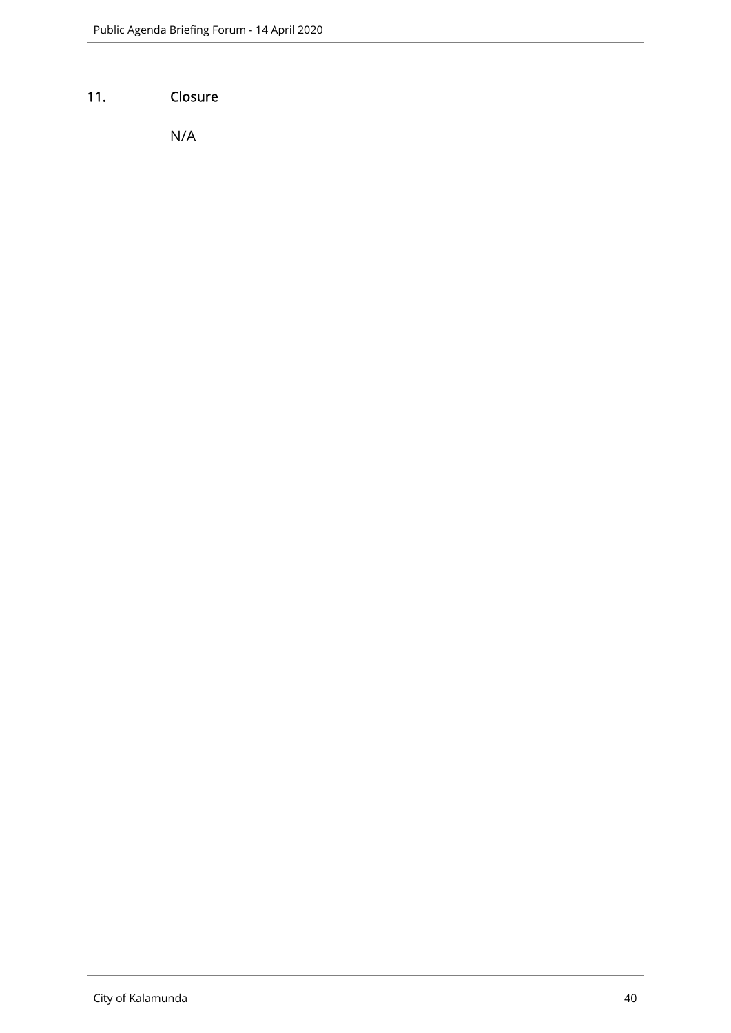## 11. Closure

N/A